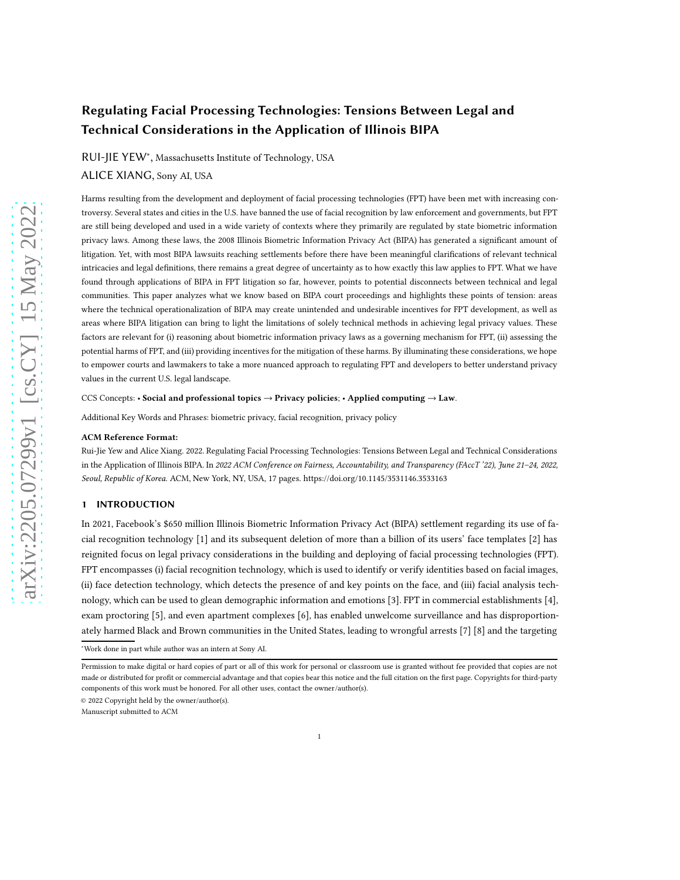# Regulating Facial Processing Technologies: Tensions Between Legal and Technical Considerations in the Application of Illinois BIPA

RUI-JIE YEW*, Massachusetts Institute of Technology, USA

ALICE XIANG, Sony AI, USA

Harms resulting from the development and deployment of facial processing technologies (FPT) have been met with increasing controversy. Several states and cities in the U.S. have banned the use of facial recognition by law enforcement and governments, but FPT are still being developed and used in a wide variety of contexts where they primarily are regulated by state biometric information privacy laws. Among these laws, the 2008 Illinois Biometric Information Privacy Act (BIPA) has generated a significant amount of litigation. Yet, with most BIPA lawsuits reaching settlements before there have been meaningful clarifications of relevant technical intricacies and legal definitions, there remains a great degree of uncertainty as to how exactly this law applies to FPT. What we have found through applications of BIPA in FPT litigation so far, however, points to potential disconnects between technical and legal communities. This paper analyzes what we know based on BIPA court proceedings and highlights these points of tension: areas where the technical operationalization of BIPA may create unintended and undesirable incentives for FPT development, as well as areas where BIPA litigation can bring to light the limitations of solely technical methods in achieving legal privacy values. These factors are relevant for (i) reasoning about biometric information privacy laws as a governing mechanism for FPT, (ii) assessing the potential harms of FPT, and (iii) providing incentives for the mitigation of these harms. By illuminating these considerations, we hope to empower courts and lawmakers to take a more nuanced approach to regulating FPT and developers to better understand privacy values in the current U.S. legal landscape.

CCS Concepts: • **Social and professional topics → Privacy policies**; • **Applied computing → Law**.

Additional Key Words and Phrases: biometric privacy, facial recognition, privacy policy

**ACM Reference Format:**

Rui-Jie Yew and Alice Xiang. 2022. Regulating Facial Processing Technologies: Tensions Between Legal and Technical Considerations in the Application of Illinois BIPA. In *2022 ACM Conference on Fairness, Accountability, and Transparency (FAccT '22), June 21–24, 2022, Seoul, Republic of Korea.* ACM, New York, NY, USA, 17 pages. https://doi.org/10.1145/3531146.3533163

## 1 INTRODUCTION

In 2021, Facebook's $650 million Illinois Biometric Information Privacy Act (BIPA) settlement regarding its use of facial recognition technology [1] and its subsequent deletion of more than a billion of its users' face templates [2] has reignited focus on legal privacy considerations in the building and deploying of facial processing technologies (FPT). FPT encompasses (i) facial recognition technology, which is used to identify or verify identities based on facial images, (ii) face detection technology, which detects the presence of and key points on the face, and (iii) facial analysis technology, which can be used to glean demographic information and emotions [3]. FPT in commercial establishments [4], exam proctoring [5], and even apartment complexes [6], has enabled unwelcome surveillance and has disproportionately harmed Black and Brown communities in the United States, leading to wrongful arrests [7] [8] and the targeting

*Work done in part while author was an intern at Sony AI.

Permission to make digital or hard copies of part or all of this work for personal or classroom use is granted without fee provided that copies are not made or distributed for profit or commercial advantage and that copies bear this notice and the full citation on the first page. Copyrights for third-party components of this work must be honored. For all other uses, contact the owner/author(s).

© 2022 Copyright held by the owner/author(s).

Manuscript submitted to ACM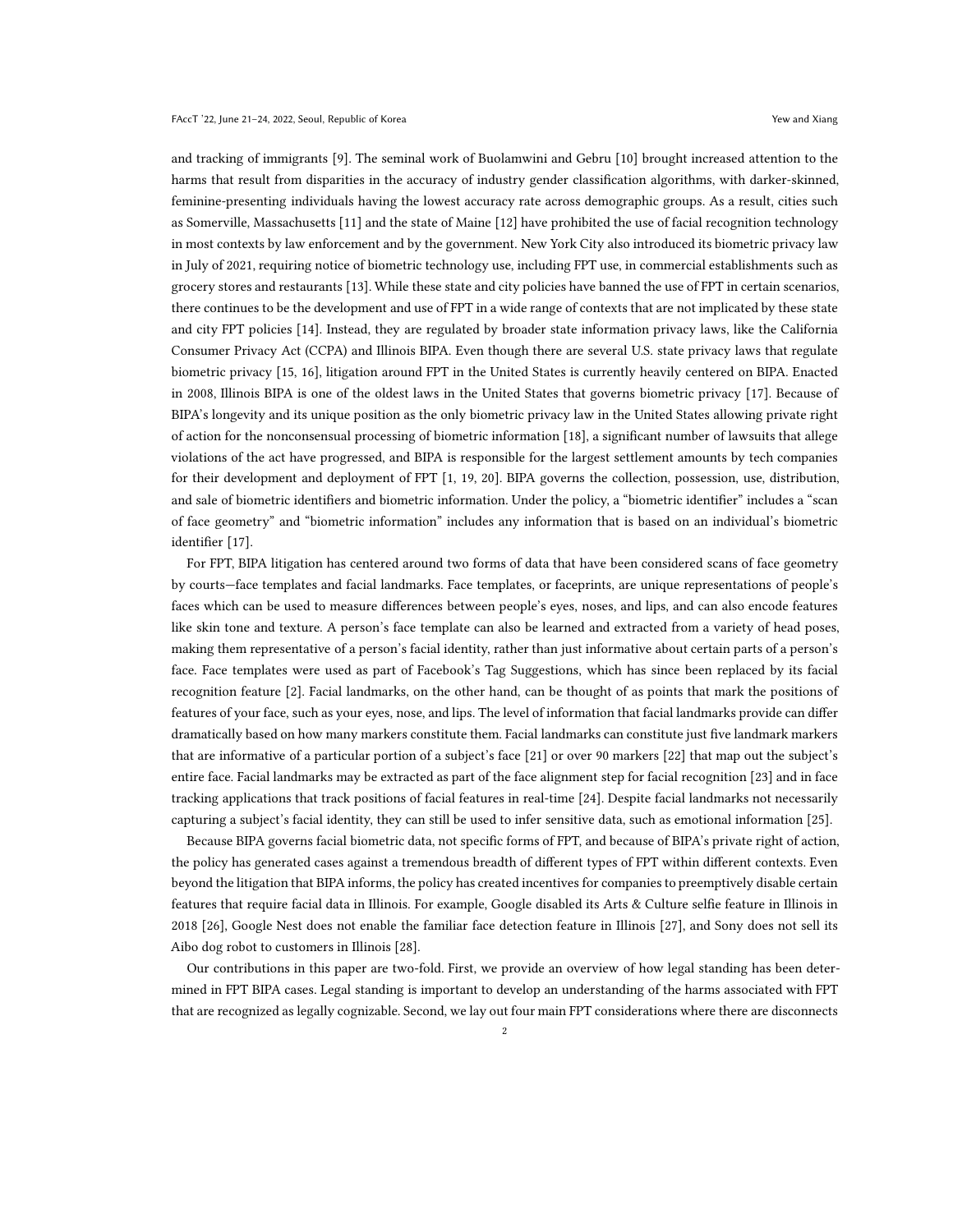and tracking of immigrants [9]. The seminal work of Buolamwini and Gebru [10] brought increased attention to the harms that result from disparities in the accuracy of industry gender classification algorithms, with darker-skinned, feminine-presenting individuals having the lowest accuracy rate across demographic groups. As a result, cities such as Somerville, Massachusetts [11] and the state of Maine [12] have prohibited the use of facial recognition technology in most contexts by law enforcement and by the government. New York City also introduced its biometric privacy law in July of 2021, requiring notice of biometric technology use, including FPT use, in commercial establishments such as grocery stores and restaurants [13]. While these state and city policies have banned the use of FPT in certain scenarios, there continues to be the development and use of FPT in a wide range of contexts that are not implicated by these state and city FPT policies [14]. Instead, they are regulated by broader state information privacy laws, like the California Consumer Privacy Act (CCPA) and Illinois BIPA. Even though there are several U.S. state privacy laws that regulate biometric privacy [15, 16], litigation around FPT in the United States is currently heavily centered on BIPA. Enacted in 2008, Illinois BIPA is one of the oldest laws in the United States that governs biometric privacy [17]. Because of BIPA's longevity and its unique position as the only biometric privacy law in the United States allowing private right of action for the nonconsensual processing of biometric information [18], a significant number of lawsuits that allege violations of the act have progressed, and BIPA is responsible for the largest settlement amounts by tech companies for their development and deployment of FPT [1, 19, 20]. BIPA governs the collection, possession, use, distribution, and sale of biometric identifiers and biometric information. Under the policy, a "biometric identifier" includes a "scan of face geometry" and "biometric information" includes any information that is based on an individual's biometric identifier [17].

For FPT, BIPA litigation has centered around two forms of data that have been considered scans of face geometry by courts—face templates and facial landmarks. Face templates, or faceprints, are unique representations of people's faces which can be used to measure differences between people's eyes, noses, and lips, and can also encode features like skin tone and texture. A person's face template can also be learned and extracted from a variety of head poses, making them representative of a person's facial identity, rather than just informative about certain parts of a person's face. Face templates were used as part of Facebook's Tag Suggestions, which has since been replaced by its facial recognition feature [2]. Facial landmarks, on the other hand, can be thought of as points that mark the positions of features of your face, such as your eyes, nose, and lips. The level of information that facial landmarks provide can differ dramatically based on how many markers constitute them. Facial landmarks can constitute just five landmark markers that are informative of a particular portion of a subject's face [21] or over 90 markers [22] that map out the subject's entire face. Facial landmarks may be extracted as part of the face alignment step for facial recognition [23] and in face tracking applications that track positions of facial features in real-time [24]. Despite facial landmarks not necessarily capturing a subject's facial identity, they can still be used to infer sensitive data, such as emotional information [25].

Because BIPA governs facial biometric data, not specific forms of FPT, and because of BIPA's private right of action, the policy has generated cases against a tremendous breadth of different types of FPT within different contexts. Even beyond the litigation that BIPA informs, the policy has created incentives for companies to preemptively disable certain features that require facial data in Illinois. For example, Google disabled its Arts & Culture selfie feature in Illinois in 2018 [26], Google Nest does not enable the familiar face detection feature in Illinois [27], and Sony does not sell its Aibo dog robot to customers in Illinois [28].

Our contributions in this paper are two-fold. First, we provide an overview of how legal standing has been determined in FPT BIPA cases. Legal standing is important to develop an understanding of the harms associated with FPT that are recognized as legally cognizable. Second, we lay out four main FPT considerations where there are disconnects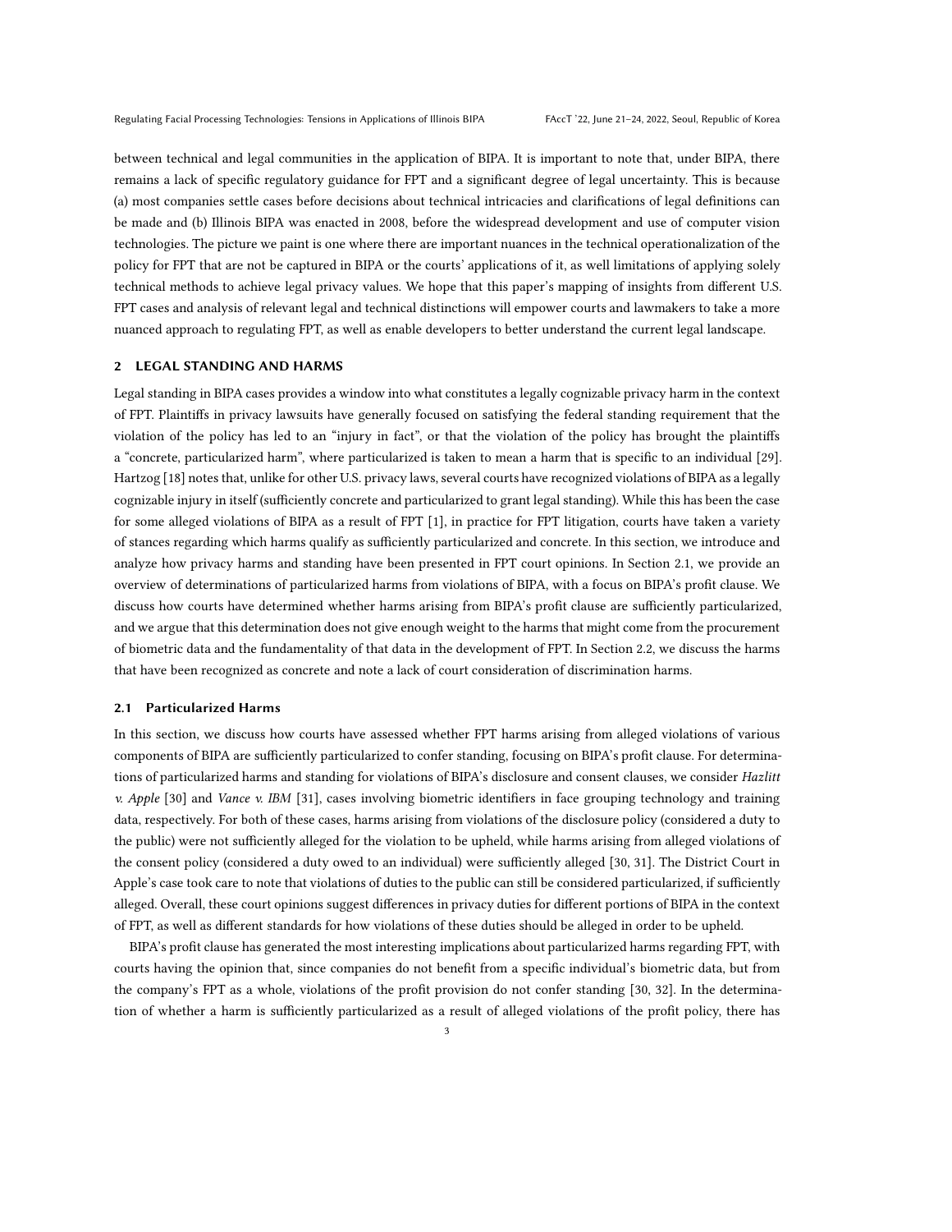between technical and legal communities in the application of BIPA. It is important to note that, under BIPA, there remains a lack of specific regulatory guidance for FPT and a significant degree of legal uncertainty. This is because (a) most companies settle cases before decisions about technical intricacies and clarifications of legal definitions can be made and (b) Illinois BIPA was enacted in 2008, before the widespread development and use of computer vision technologies. The picture we paint is one where there are important nuances in the technical operationalization of the policy for FPT that are not be captured in BIPA or the courts' applications of it, as well limitations of applying solely technical methods to achieve legal privacy values. We hope that this paper's mapping of insights from different U.S. FPT cases and analysis of relevant legal and technical distinctions will empower courts and lawmakers to take a more nuanced approach to regulating FPT, as well as enable developers to better understand the current legal landscape.

## 2 LEGAL STANDING AND HARMS

Legal standing in BIPA cases provides a window into what constitutes a legally cognizable privacy harm in the context of FPT. Plaintiffs in privacy lawsuits have generally focused on satisfying the federal standing requirement that the violation of the policy has led to an "injury in fact", or that the violation of the policy has brought the plaintiffs a "concrete, particularized harm", where particularized is taken to mean a harm that is specific to an individual [29]. Hartzog [18] notes that, unlike for other U.S. privacy laws, several courts have recognized violations of BIPA as a legally cognizable injury in itself (sufficiently concrete and particularized to grant legal standing). While this has been the case for some alleged violations of BIPA as a result of FPT [1], in practice for FPT litigation, courts have taken a variety of stances regarding which harms qualify as sufficiently particularized and concrete. In this section, we introduce and analyze how privacy harms and standing have been presented in FPT court opinions. In Section 2.1, we provide an overview of determinations of particularized harms from violations of BIPA, with a focus on BIPA's profit clause. We discuss how courts have determined whether harms arising from BIPA's profit clause are sufficiently particularized, and we argue that this determination does not give enough weight to the harms that might come from the procurement of biometric data and the fundamentality of that data in the development of FPT. In Section 2.2, we discuss the harms that have been recognized as concrete and note a lack of court consideration of discrimination harms.

### 2.1 Particularized Harms

In this section, we discuss how courts have assessed whether FPT harms arising from alleged violations of various components of BIPA are sufficiently particularized to confer standing, focusing on BIPA's profit clause. For determinations of particularized harms and standing for violations of BIPA's disclosure and consent clauses, we consider *Hazlitt v. Apple* [30] and *Vance v. IBM* [31], cases involving biometric identifiers in face grouping technology and training data, respectively. For both of these cases, harms arising from violations of the disclosure policy (considered a duty to the public) were not sufficiently alleged for the violation to be upheld, while harms arising from alleged violations of the consent policy (considered a duty owed to an individual) were sufficiently alleged [30, 31]. The District Court in Apple's case took care to note that violations of duties to the public can still be considered particularized, if sufficiently alleged. Overall, these court opinions suggest differences in privacy duties for different portions of BIPA in the context of FPT, as well as different standards for how violations of these duties should be alleged in order to be upheld.

BIPA's profit clause has generated the most interesting implications about particularized harms regarding FPT, with courts having the opinion that, since companies do not benefit from a specific individual's biometric data, but from the company's FPT as a whole, violations of the profit provision do not confer standing [30, 32]. In the determination of whether a harm is sufficiently particularized as a result of alleged violations of the profit policy, there has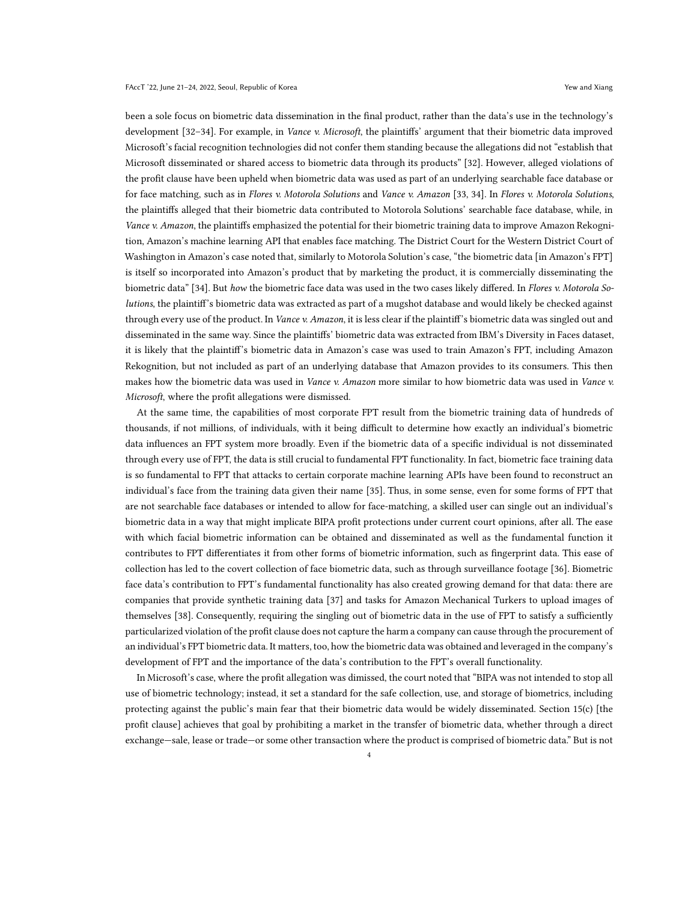been a sole focus on biometric data dissemination in the final product, rather than the data's use in the technology's development [32–34]. For example, in *Vance v. Microsoft*, the plaintiffs' argument that their biometric data improved Microsoft's facial recognition technologies did not confer them standing because the allegations did not "establish that Microsoft disseminated or shared access to biometric data through its products" [32]. However, alleged violations of the profit clause have been upheld when biometric data was used as part of an underlying searchable face database or for face matching, such as in *Flores v. Motorola Solutions* and *Vance v. Amazon* [33, 34]. In *Flores v. Motorola Solutions*, the plaintiffs alleged that their biometric data contributed to Motorola Solutions' searchable face database, while, in *Vance v. Amazon*, the plaintiffs emphasized the potential for their biometric training data to improve Amazon Rekognition, Amazon's machine learning API that enables face matching. The District Court for the Western District Court of Washington in Amazon's case noted that, similarly to Motorola Solution's case, "the biometric data [in Amazon's FPT] is itself so incorporated into Amazon's product that by marketing the product, it is commercially disseminating the biometric data" [34]. But *how* the biometric face data was used in the two cases likely differed. In *Flores v. Motorola Solutions*, the plaintiff's biometric data was extracted as part of a mugshot database and would likely be checked against through every use of the product. In *Vance v. Amazon*, it is less clear if the plaintiff's biometric data was singled out and disseminated in the same way. Since the plaintiffs' biometric data was extracted from IBM's Diversity in Faces dataset, it is likely that the plaintiff's biometric data in Amazon's case was used to train Amazon's FPT, including Amazon Rekognition, but not included as part of an underlying database that Amazon provides to its consumers. This then makes how the biometric data was used in *Vance v. Amazon* more similar to how biometric data was used in *Vance v. Microsoft*, where the profit allegations were dismissed.

At the same time, the capabilities of most corporate FPT result from the biometric training data of hundreds of thousands, if not millions, of individuals, with it being difficult to determine how exactly an individual's biometric data influences an FPT system more broadly. Even if the biometric data of a specific individual is not disseminated through every use of FPT, the data is still crucial to fundamental FPT functionality. In fact, biometric face training data is so fundamental to FPT that attacks to certain corporate machine learning APIs have been found to reconstruct an individual's face from the training data given their name [35]. Thus, in some sense, even for some forms of FPT that are not searchable face databases or intended to allow for face-matching, a skilled user can single out an individual's biometric data in a way that might implicate BIPA profit protections under current court opinions, after all. The ease with which facial biometric information can be obtained and disseminated as well as the fundamental function it contributes to FPT differentiates it from other forms of biometric information, such as fingerprint data. This ease of collection has led to the covert collection of face biometric data, such as through surveillance footage [36]. Biometric face data's contribution to FPT's fundamental functionality has also created growing demand for that data: there are companies that provide synthetic training data [37] and tasks for Amazon Mechanical Turkers to upload images of themselves [38]. Consequently, requiring the singling out of biometric data in the use of FPT to satisfy a sufficiently particularized violation of the profit clause does not capture the harm a company can cause through the procurement of an individual's FPT biometric data. It matters, too, how the biometric data was obtained and leveraged in the company's development of FPT and the importance of the data's contribution to the FPT's overall functionality.

In Microsoft's case, where the profit allegation was dimissed, the court noted that "BIPA was not intended to stop all use of biometric technology; instead, it set a standard for the safe collection, use, and storage of biometrics, including protecting against the public's main fear that their biometric data would be widely disseminated. Section 15(c) [the profit clause] achieves that goal by prohibiting a market in the transfer of biometric data, whether through a direct exchange—sale, lease or trade—or some other transaction where the product is comprised of biometric data." But is not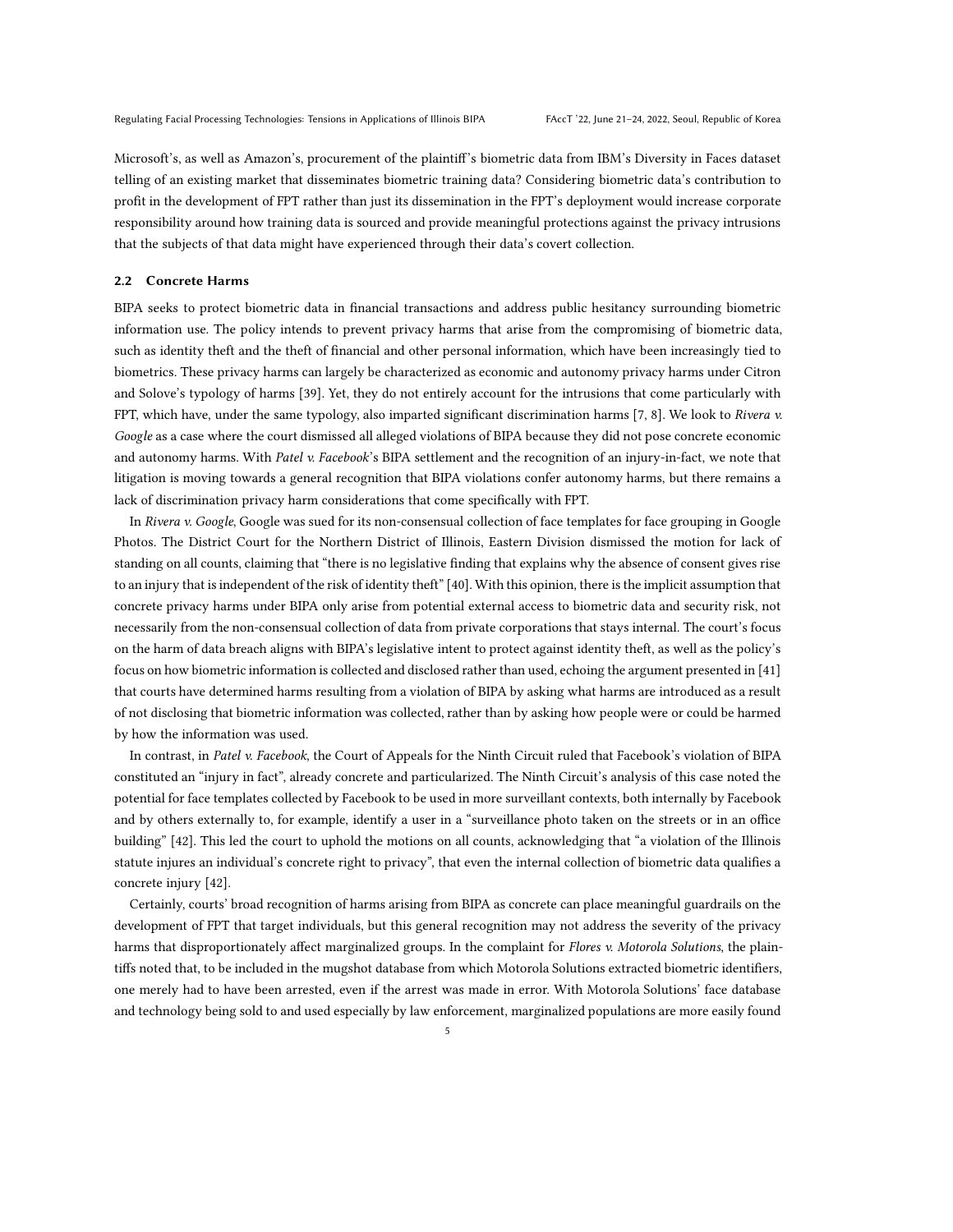Microsoft's, as well as Amazon's, procurement of the plaintiff's biometric data from IBM's Diversity in Faces dataset telling of an existing market that disseminates biometric training data? Considering biometric data's contribution to profit in the development of FPT rather than just its dissemination in the FPT's deployment would increase corporate responsibility around how training data is sourced and provide meaningful protections against the privacy intrusions that the subjects of that data might have experienced through their data's covert collection.

### 2.2 Concrete Harms

BIPA seeks to protect biometric data in financial transactions and address public hesitancy surrounding biometric information use. The policy intends to prevent privacy harms that arise from the compromising of biometric data, such as identity theft and the theft of financial and other personal information, which have been increasingly tied to biometrics. These privacy harms can largely be characterized as economic and autonomy privacy harms under Citron and Solove's typology of harms [39]. Yet, they do not entirely account for the intrusions that come particularly with FPT, which have, under the same typology, also imparted significant discrimination harms [7, 8]. We look to *Rivera v. Google* as a case where the court dismissed all alleged violations of BIPA because they did not pose concrete economic and autonomy harms. With *Patel v. Facebook*'s BIPA settlement and the recognition of an injury-in-fact, we note that litigation is moving towards a general recognition that BIPA violations confer autonomy harms, but there remains a lack of discrimination privacy harm considerations that come specifically with FPT.

In *Rivera v. Google*, Google was sued for its non-consensual collection of face templates for face grouping in Google Photos. The District Court for the Northern District of Illinois, Eastern Division dismissed the motion for lack of standing on all counts, claiming that "there is no legislative finding that explains why the absence of consent gives rise to an injury that is independent of the risk of identity theft" [40]. With this opinion, there is the implicit assumption that concrete privacy harms under BIPA only arise from potential external access to biometric data and security risk, not necessarily from the non-consensual collection of data from private corporations that stays internal. The court's focus on the harm of data breach aligns with BIPA's legislative intent to protect against identity theft, as well as the policy's focus on how biometric information is collected and disclosed rather than used, echoing the argument presented in [41] that courts have determined harms resulting from a violation of BIPA by asking what harms are introduced as a result of not disclosing that biometric information was collected, rather than by asking how people were or could be harmed by how the information was used.

In contrast, in *Patel v. Facebook*, the Court of Appeals for the Ninth Circuit ruled that Facebook's violation of BIPA constituted an "injury in fact", already concrete and particularized. The Ninth Circuit's analysis of this case noted the potential for face templates collected by Facebook to be used in more surveillant contexts, both internally by Facebook and by others externally to, for example, identify a user in a "surveillance photo taken on the streets or in an office building" [42]. This led the court to uphold the motions on all counts, acknowledging that "a violation of the Illinois statute injures an individual's concrete right to privacy", that even the internal collection of biometric data qualifies a concrete injury [42].

Certainly, courts' broad recognition of harms arising from BIPA as concrete can place meaningful guardrails on the development of FPT that target individuals, but this general recognition may not address the severity of the privacy harms that disproportionately affect marginalized groups. In the complaint for *Flores v. Motorola Solutions*, the plaintiffs noted that, to be included in the mugshot database from which Motorola Solutions extracted biometric identifiers, one merely had to have been arrested, even if the arrest was made in error. With Motorola Solutions' face database and technology being sold to and used especially by law enforcement, marginalized populations are more easily found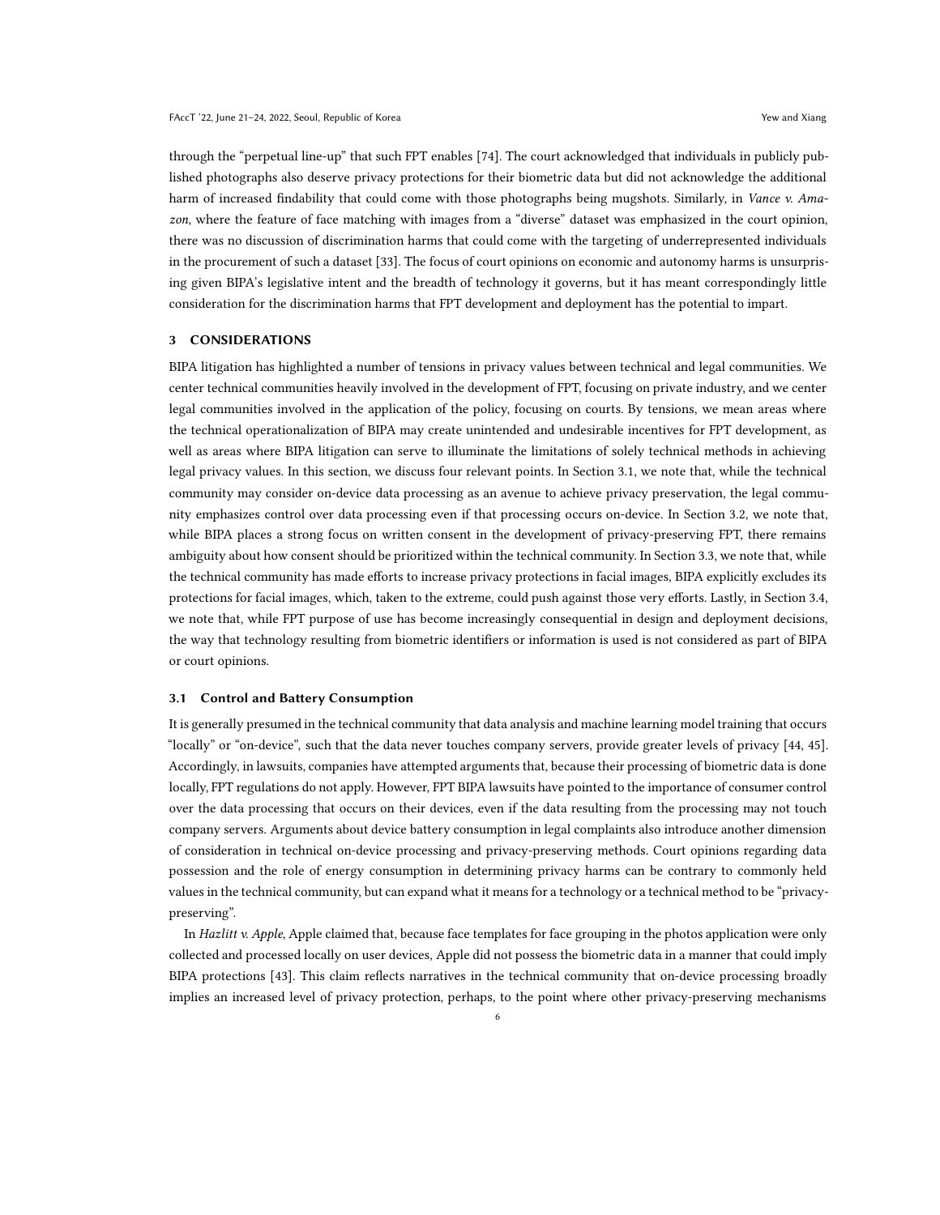through the "perpetual line-up" that such FPT enables [74]. The court acknowledged that individuals in publicly published photographs also deserve privacy protections for their biometric data but did not acknowledge the additional harm of increased findability that could come with those photographs being mugshots. Similarly, in *Vance v. Amazon*, where the feature of face matching with images from a "diverse" dataset was emphasized in the court opinion, there was no discussion of discrimination harms that could come with the targeting of underrepresented individuals in the procurement of such a dataset [33]. The focus of court opinions on economic and autonomy harms is unsurprising given BIPA's legislative intent and the breadth of technology it governs, but it has meant correspondingly little consideration for the discrimination harms that FPT development and deployment has the potential to impart.

## 3 CONSIDERATIONS

BIPA litigation has highlighted a number of tensions in privacy values between technical and legal communities. We center technical communities heavily involved in the development of FPT, focusing on private industry, and we center legal communities involved in the application of the policy, focusing on courts. By tensions, we mean areas where the technical operationalization of BIPA may create unintended and undesirable incentives for FPT development, as well as areas where BIPA litigation can serve to illuminate the limitations of solely technical methods in achieving legal privacy values. In this section, we discuss four relevant points. In Section 3.1, we note that, while the technical community may consider on-device data processing as an avenue to achieve privacy preservation, the legal community emphasizes control over data processing even if that processing occurs on-device. In Section 3.2, we note that, while BIPA places a strong focus on written consent in the development of privacy-preserving FPT, there remains ambiguity about how consent should be prioritized within the technical community. In Section 3.3, we note that, while the technical community has made efforts to increase privacy protections in facial images, BIPA explicitly excludes its protections for facial images, which, taken to the extreme, could push against those very efforts. Lastly, in Section 3.4, we note that, while FPT purpose of use has become increasingly consequential in design and deployment decisions, the way that technology resulting from biometric identifiers or information is used is not considered as part of BIPA or court opinions.

### 3.1 Control and Battery Consumption

It is generally presumed in the technical community that data analysis and machine learning model training that occurs "locally" or "on-device", such that the data never touches company servers, provide greater levels of privacy [44, 45]. Accordingly, in lawsuits, companies have attempted arguments that, because their processing of biometric data is done locally, FPT regulations do not apply. However, FPT BIPA lawsuits have pointed to the importance of consumer control over the data processing that occurs on their devices, even if the data resulting from the processing may not touch company servers. Arguments about device battery consumption in legal complaints also introduce another dimension of consideration in technical on-device processing and privacy-preserving methods. Court opinions regarding data possession and the role of energy consumption in determining privacy harms can be contrary to commonly held values in the technical community, but can expand what it means for a technology or a technical method to be "privacy-preserving".

In *Hazlitt v. Apple*, Apple claimed that, because face templates for face grouping in the photos application were only collected and processed locally on user devices, Apple did not possess the biometric data in a manner that could imply BIPA protections [43]. This claim reflects narratives in the technical community that on-device processing broadly implies an increased level of privacy protection, perhaps, to the point where other privacy-preserving mechanisms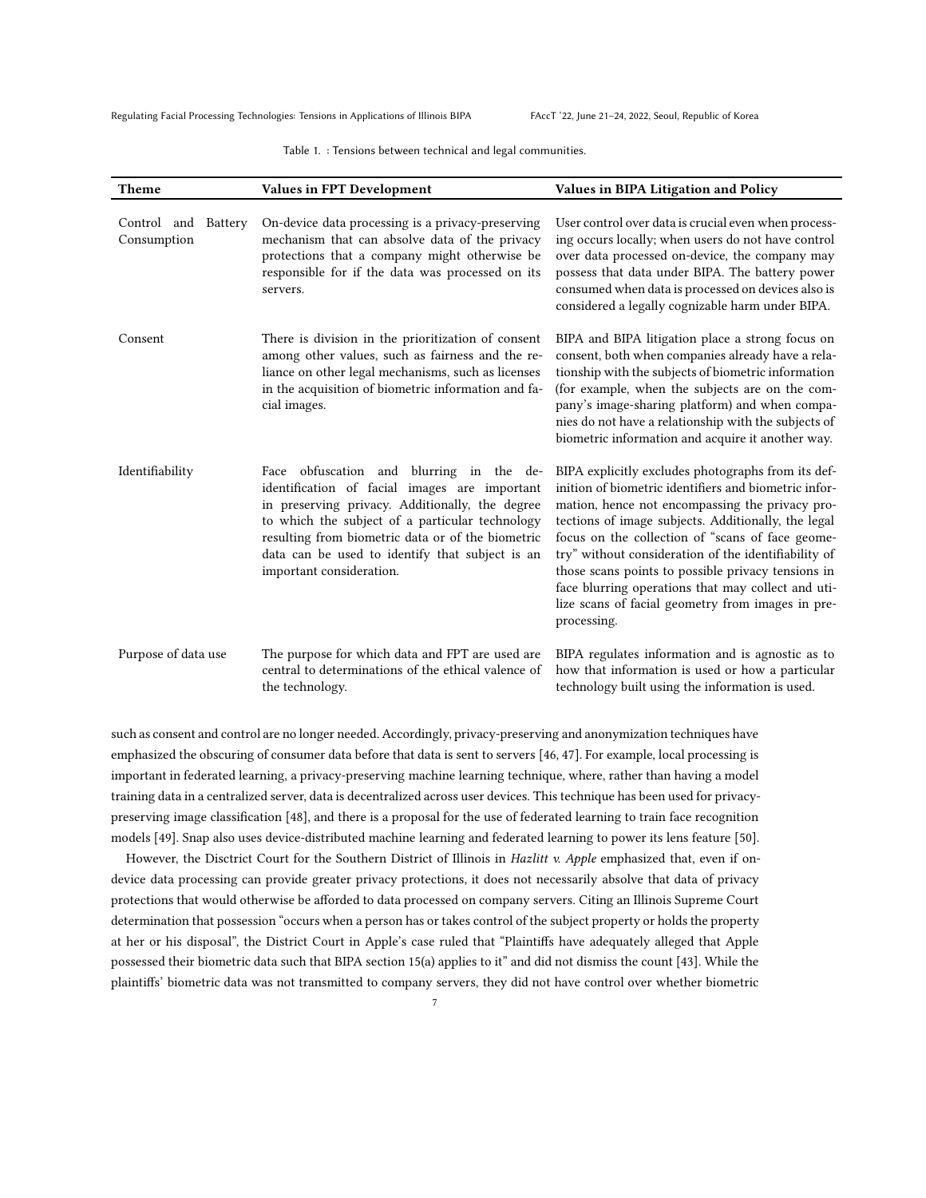Table 1. : Tensions between technical and legal communities.

| Theme | Values in FPT Development | Values in BIPA Litigation and Policy |
|---|---|---|
| Control and Battery Consumption | On-device data processing is a privacy-preserving mechanism that can absolve data of the privacy protections that a company might otherwise be responsible for if the data was processed on its servers. | User control over data is crucial even when processing occurs locally; when users do not have control over data processed on-device, the company may possess that data under BIPA. The battery power consumed when data is processed on devices also is considered a legally cognizable harm under BIPA. |
| Consent | There is division in the prioritization of consent among other values, such as fairness and the reliance on other legal mechanisms, such as licenses in the acquisition of biometric information and facial images. | BIPA and BIPA litigation place a strong focus on consent, both when companies already have a relationship with the subjects of biometric information (for example, when the subjects are on the company's image-sharing platform) and when companies do not have a relationship with the subjects of biometric information and acquire it another way. |
| Identifiability | Face obfuscation and blurring in the de-identification of facial images are important in preserving privacy. Additionally, the degree to which the subject of a particular technology resulting from biometric data or of the biometric data can be used to identify that subject is an important consideration. | BIPA explicitly excludes photographs from its definition of biometric identifiers and biometric information, hence not encompassing the privacy protections of image subjects. Additionally, the legal focus on the collection of "scans of face geometry" without consideration of the identifiability of those scans points to possible privacy tensions in face blurring operations that may collect and utilize scans of facial geometry from images in pre-processing. |
| Purpose of data use | The purpose for which data and FPT are used are central to determinations of the ethical valence of the technology. | BIPA regulates information and is agnostic as to how that information is used or how a particular technology built using the information is used. |

such as consent and control are no longer needed. Accordingly, privacy-preserving and anonymization techniques have emphasized the obscuring of consumer data before that data is sent to servers [46, 47]. For example, local processing is important in federated learning, a privacy-preserving machine learning technique, where, rather than having a model training data in a centralized server, data is decentralized across user devices. This technique has been used for privacy-preserving image classification [48], and there is a proposal for the use of federated learning to train face recognition models [49]. Snap also uses device-distributed machine learning and federated learning to power its lens feature [50].

However, the Disctrict Court for the Southern District of Illinois in *Hazlitt v. Apple* emphasized that, even if on-device data processing can provide greater privacy protections, it does not necessarily absolve that data of privacy protections that would otherwise be afforded to data processed on company servers. Citing an Illinois Supreme Court determination that possession "occurs when a person has or takes control of the subject property or holds the property at her or his disposal", the District Court in Apple's case ruled that "Plaintiffs have adequately alleged that Apple possessed their biometric data such that BIPA section 15(a) applies to it" and did not dismiss the count [43]. While the plaintiffs' biometric data was not transmitted to company servers, they did not have control over whether biometric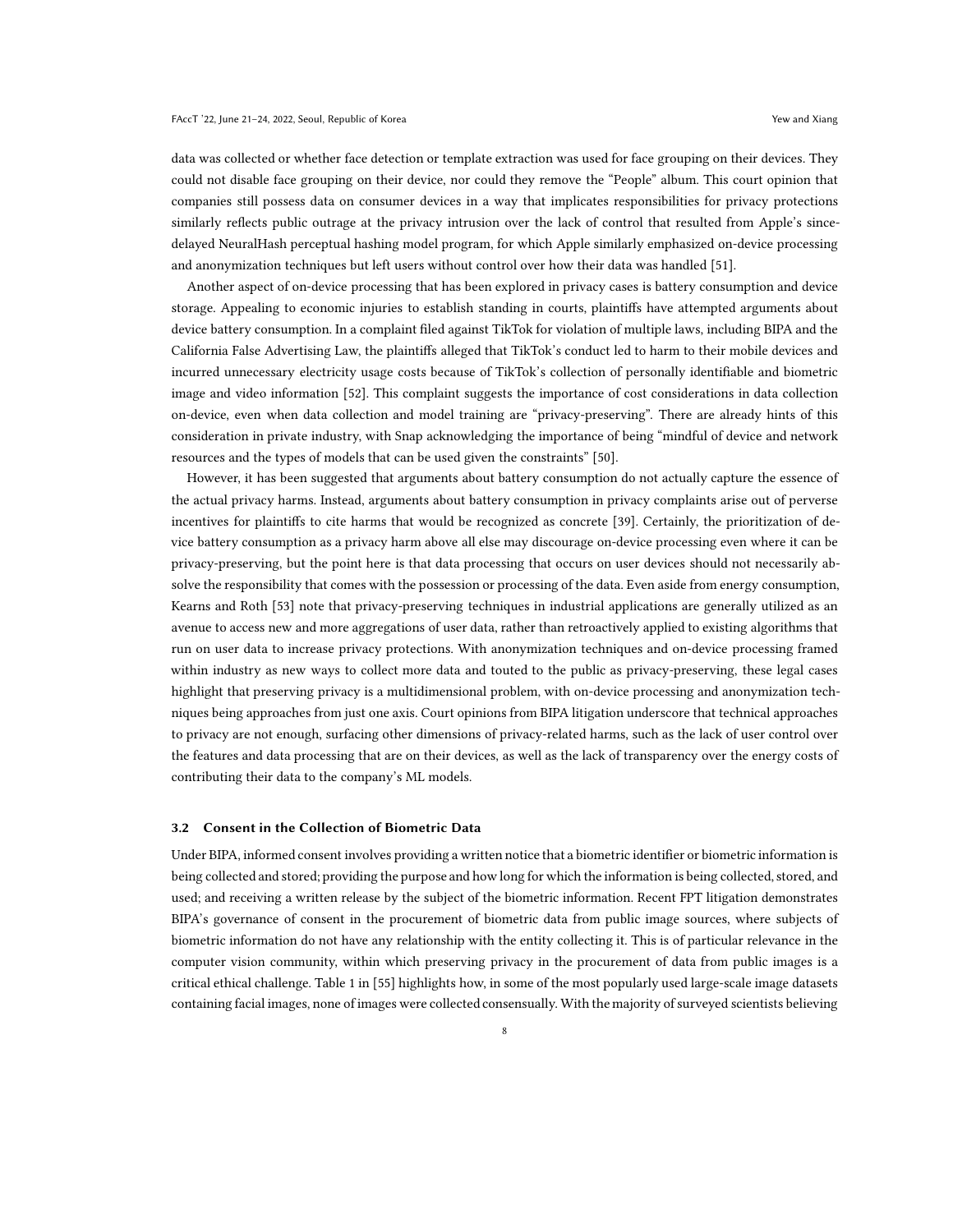data was collected or whether face detection or template extraction was used for face grouping on their devices. They could not disable face grouping on their device, nor could they remove the "People" album. This court opinion that companies still possess data on consumer devices in a way that implicates responsibilities for privacy protections similarly reflects public outrage at the privacy intrusion over the lack of control that resulted from Apple's since-delayed NeuralHash perceptual hashing model program, for which Apple similarly emphasized on-device processing and anonymization techniques but left users without control over how their data was handled [51].

Another aspect of on-device processing that has been explored in privacy cases is battery consumption and device storage. Appealing to economic injuries to establish standing in courts, plaintiffs have attempted arguments about device battery consumption. In a complaint filed against TikTok for violation of multiple laws, including BIPA and the California False Advertising Law, the plaintiffs alleged that TikTok's conduct led to harm to their mobile devices and incurred unnecessary electricity usage costs because of TikTok's collection of personally identifiable and biometric image and video information [52]. This complaint suggests the importance of cost considerations in data collection on-device, even when data collection and model training are "privacy-preserving". There are already hints of this consideration in private industry, with Snap acknowledging the importance of being "mindful of device and network resources and the types of models that can be used given the constraints" [50].

However, it has been suggested that arguments about battery consumption do not actually capture the essence of the actual privacy harms. Instead, arguments about battery consumption in privacy complaints arise out of perverse incentives for plaintiffs to cite harms that would be recognized as concrete [39]. Certainly, the prioritization of device battery consumption as a privacy harm above all else may discourage on-device processing even where it can be privacy-preserving, but the point here is that data processing that occurs on user devices should not necessarily absolve the responsibility that comes with the possession or processing of the data. Even aside from energy consumption, Kearns and Roth [53] note that privacy-preserving techniques in industrial applications are generally utilized as an avenue to access new and more aggregations of user data, rather than retroactively applied to existing algorithms that run on user data to increase privacy protections. With anonymization techniques and on-device processing framed within industry as new ways to collect more data and touted to the public as privacy-preserving, these legal cases highlight that preserving privacy is a multidimensional problem, with on-device processing and anonymization techniques being approaches from just one axis. Court opinions from BIPA litigation underscore that technical approaches to privacy are not enough, surfacing other dimensions of privacy-related harms, such as the lack of user control over the features and data processing that are on their devices, as well as the lack of transparency over the energy costs of contributing their data to the company's ML models.

### 3.2 Consent in the Collection of Biometric Data

Under BIPA, informed consent involves providing a written notice that a biometric identifier or biometric information is being collected and stored; providing the purpose and how long for which the information is being collected, stored, and used; and receiving a written release by the subject of the biometric information. Recent FPT litigation demonstrates BIPA's governance of consent in the procurement of biometric data from public image sources, where subjects of biometric information do not have any relationship with the entity collecting it. This is of particular relevance in the computer vision community, within which preserving privacy in the procurement of data from public images is a critical ethical challenge. Table 1 in [55] highlights how, in some of the most popularly used large-scale image datasets containing facial images, none of images were collected consensually. With the majority of surveyed scientists believing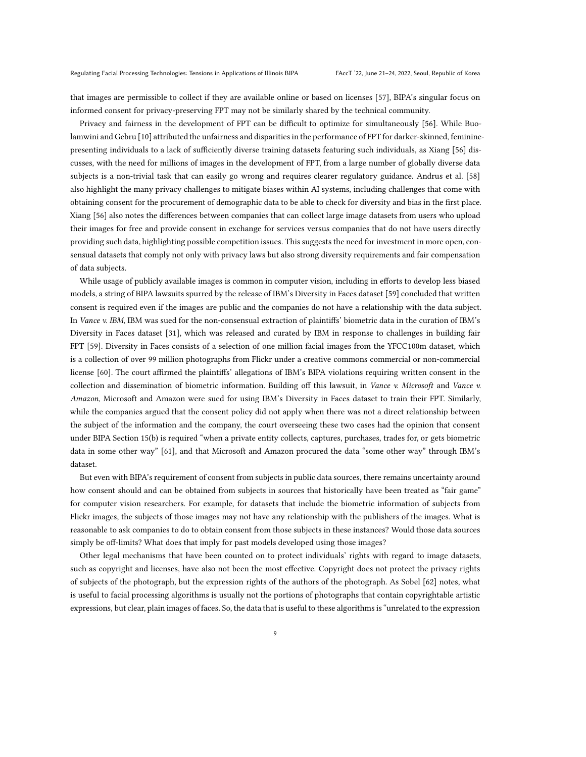that images are permissible to collect if they are available online or based on licenses [57], BIPA's singular focus on informed consent for privacy-preserving FPT may not be similarly shared by the technical community.

Privacy and fairness in the development of FPT can be difficult to optimize for simultaneously [56]. While Buolamwini and Gebru [10] attributed the unfairness and disparities in the performance of FPT for darker-skinned, feminine-presenting individuals to a lack of sufficiently diverse training datasets featuring such individuals, as Xiang [56] discusses, with the need for millions of images in the development of FPT, from a large number of globally diverse data subjects is a non-trivial task that can easily go wrong and requires clearer regulatory guidance. Andrus et al. [58] also highlight the many privacy challenges to mitigate biases within AI systems, including challenges that come with obtaining consent for the procurement of demographic data to be able to check for diversity and bias in the first place. Xiang [56] also notes the differences between companies that can collect large image datasets from users who upload their images for free and provide consent in exchange for services versus companies that do not have users directly providing such data, highlighting possible competition issues. This suggests the need for investment in more open, consensual datasets that comply not only with privacy laws but also strong diversity requirements and fair compensation of data subjects.

While usage of publicly available images is common in computer vision, including in efforts to develop less biased models, a string of BIPA lawsuits spurred by the release of IBM's Diversity in Faces dataset [59] concluded that written consent is required even if the images are public and the companies do not have a relationship with the data subject. In *Vance v. IBM*, IBM was sued for the non-consensual extraction of plaintiffs' biometric data in the curation of IBM's Diversity in Faces dataset [31], which was released and curated by IBM in response to challenges in building fair FPT [59]. Diversity in Faces consists of a selection of one million facial images from the YFCC100m dataset, which is a collection of over 99 million photographs from Flickr under a creative commons commercial or non-commercial license [60]. The court affirmed the plaintiffs' allegations of IBM's BIPA violations requiring written consent in the collection and dissemination of biometric information. Building off this lawsuit, in *Vance v. Microsoft* and *Vance v. Amazon*, Microsoft and Amazon were sued for using IBM's Diversity in Faces dataset to train their FPT. Similarly, while the companies argued that the consent policy did not apply when there was not a direct relationship between the subject of the information and the company, the court overseeing these two cases had the opinion that consent under BIPA Section 15(b) is required "when a private entity collects, captures, purchases, trades for, or gets biometric data in some other way" [61], and that Microsoft and Amazon procured the data "some other way" through IBM's dataset.

But even with BIPA's requirement of consent from subjects in public data sources, there remains uncertainty around how consent should and can be obtained from subjects in sources that historically have been treated as "fair game" for computer vision researchers. For example, for datasets that include the biometric information of subjects from Flickr images, the subjects of those images may not have any relationship with the publishers of the images. What is reasonable to ask companies to do to obtain consent from those subjects in these instances? Would those data sources simply be off-limits? What does that imply for past models developed using those images?

Other legal mechanisms that have been counted on to protect individuals' rights with regard to image datasets, such as copyright and licenses, have also not been the most effective. Copyright does not protect the privacy rights of subjects of the photograph, but the expression rights of the authors of the photograph. As Sobel [62] notes, what is useful to facial processing algorithms is usually not the portions of photographs that contain copyrightable artistic expressions, but clear, plain images of faces. So, the data that is useful to these algorithms is "unrelated to the expression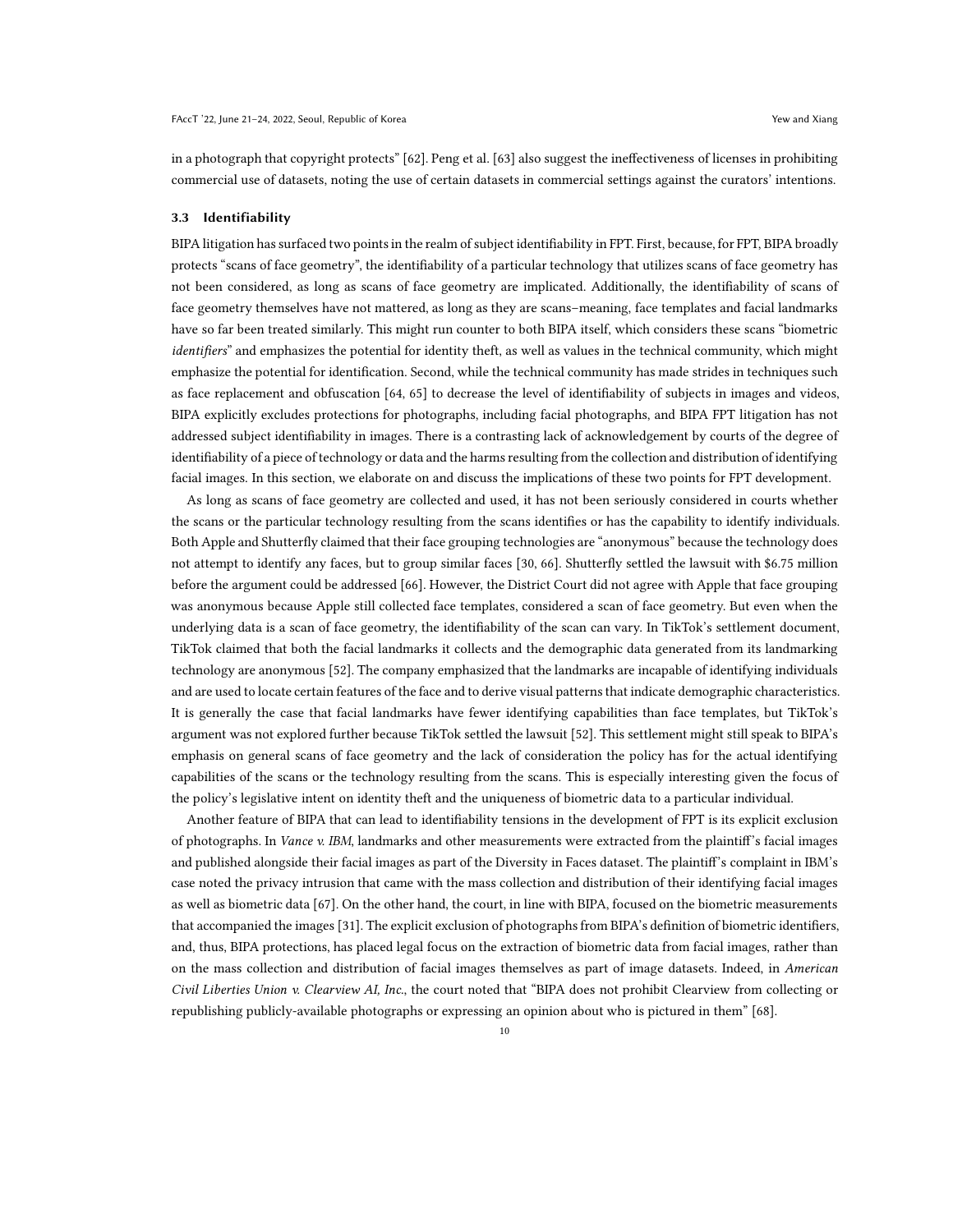in a photograph that copyright protects" [62]. Peng et al. [63] also suggest the ineffectiveness of licenses in prohibiting commercial use of datasets, noting the use of certain datasets in commercial settings against the curators' intentions.

### 3.3 Identifiability

BIPA litigation has surfaced two points in the realm of subject identifiability in FPT. First, because, for FPT, BIPA broadly protects "scans of face geometry", the identifiability of a particular technology that utilizes scans of face geometry has not been considered, as long as scans of face geometry are implicated. Additionally, the identifiability of scans of face geometry themselves have not mattered, as long as they are scans–meaning, face templates and facial landmarks have so far been treated similarly. This might run counter to both BIPA itself, which considers these scans "biometric *identifiers*" and emphasizes the potential for identity theft, as well as values in the technical community, which might emphasize the potential for identification. Second, while the technical community has made strides in techniques such as face replacement and obfuscation [64, 65] to decrease the level of identifiability of subjects in images and videos, BIPA explicitly excludes protections for photographs, including facial photographs, and BIPA FPT litigation has not addressed subject identifiability in images. There is a contrasting lack of acknowledgement by courts of the degree of identifiability of a piece of technology or data and the harms resulting from the collection and distribution of identifying facial images. In this section, we elaborate on and discuss the implications of these two points for FPT development.

As long as scans of face geometry are collected and used, it has not been seriously considered in courts whether the scans or the particular technology resulting from the scans identifies or has the capability to identify individuals. Both Apple and Shutterfly claimed that their face grouping technologies are "anonymous" because the technology does not attempt to identify any faces, but to group similar faces [30, 66]. Shutterfly settled the lawsuit with $6.75 million before the argument could be addressed [66]. However, the District Court did not agree with Apple that face grouping was anonymous because Apple still collected face templates, considered a scan of face geometry. But even when the underlying data is a scan of face geometry, the identifiability of the scan can vary. In TikTok's settlement document, TikTok claimed that both the facial landmarks it collects and the demographic data generated from its landmarking technology are anonymous [52]. The company emphasized that the landmarks are incapable of identifying individuals and are used to locate certain features of the face and to derive visual patterns that indicate demographic characteristics. It is generally the case that facial landmarks have fewer identifying capabilities than face templates, but TikTok's argument was not explored further because TikTok settled the lawsuit [52]. This settlement might still speak to BIPA's emphasis on general scans of face geometry and the lack of consideration the policy has for the actual identifying capabilities of the scans or the technology resulting from the scans. This is especially interesting given the focus of the policy's legislative intent on identity theft and the uniqueness of biometric data to a particular individual.

Another feature of BIPA that can lead to identifiability tensions in the development of FPT is its explicit exclusion of photographs. In *Vance v. IBM*, landmarks and other measurements were extracted from the plaintiff's facial images and published alongside their facial images as part of the Diversity in Faces dataset. The plaintiff's complaint in IBM's case noted the privacy intrusion that came with the mass collection and distribution of their identifying facial images as well as biometric data [67]. On the other hand, the court, in line with BIPA, focused on the biometric measurements that accompanied the images [31]. The explicit exclusion of photographs from BIPA's definition of biometric identifiers, and, thus, BIPA protections, has placed legal focus on the extraction of biometric data from facial images, rather than on the mass collection and distribution of facial images themselves as part of image datasets. Indeed, in *American Civil Liberties Union v. Clearview AI, Inc.*, the court noted that "BIPA does not prohibit Clearview from collecting or republishing publicly-available photographs or expressing an opinion about who is pictured in them" [68].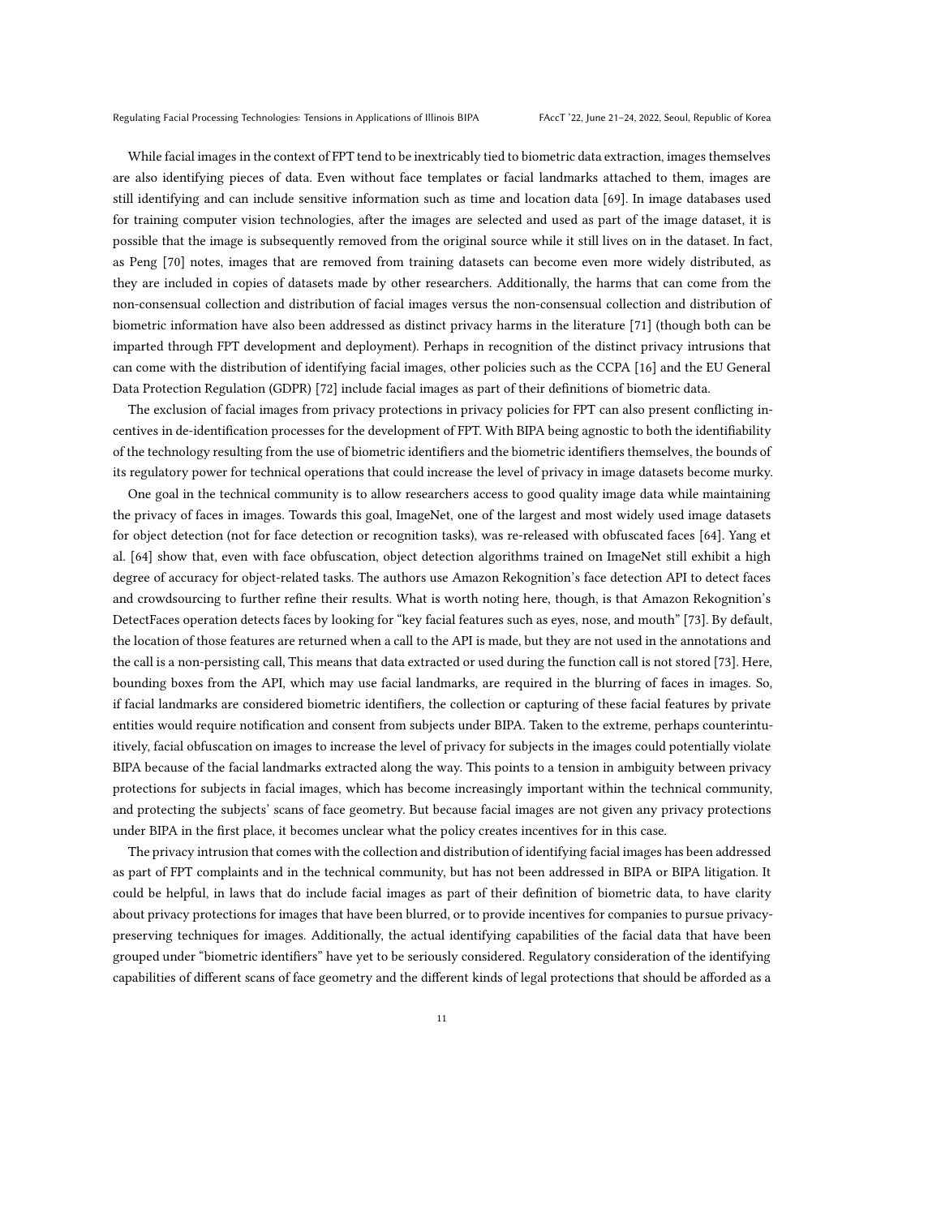While facial images in the context of FPT tend to be inextricably tied to biometric data extraction, images themselves are also identifying pieces of data. Even without face templates or facial landmarks attached to them, images are still identifying and can include sensitive information such as time and location data [69]. In image databases used for training computer vision technologies, after the images are selected and used as part of the image dataset, it is possible that the image is subsequently removed from the original source while it still lives on in the dataset. In fact, as Peng [70] notes, images that are removed from training datasets can become even more widely distributed, as they are included in copies of datasets made by other researchers. Additionally, the harms that can come from the non-consensual collection and distribution of facial images versus the non-consensual collection and distribution of biometric information have also been addressed as distinct privacy harms in the literature [71] (though both can be imparted through FPT development and deployment). Perhaps in recognition of the distinct privacy intrusions that can come with the distribution of identifying facial images, other policies such as the CCPA [16] and the EU General Data Protection Regulation (GDPR) [72] include facial images as part of their definitions of biometric data.

The exclusion of facial images from privacy protections in privacy policies for FPT can also present conflicting incentives in de-identification processes for the development of FPT. With BIPA being agnostic to both the identifiability of the technology resulting from the use of biometric identifiers and the biometric identifiers themselves, the bounds of its regulatory power for technical operations that could increase the level of privacy in image datasets become murky.

One goal in the technical community is to allow researchers access to good quality image data while maintaining the privacy of faces in images. Towards this goal, ImageNet, one of the largest and most widely used image datasets for object detection (not for face detection or recognition tasks), was re-released with obfuscated faces [64]. Yang et al. [64] show that, even with face obfuscation, object detection algorithms trained on ImageNet still exhibit a high degree of accuracy for object-related tasks. The authors use Amazon Rekognition's face detection API to detect faces and crowdsourcing to further refine their results. What is worth noting here, though, is that Amazon Rekognition's DetectFaces operation detects faces by looking for "key facial features such as eyes, nose, and mouth" [73]. By default, the location of those features are returned when a call to the API is made, but they are not used in the annotations and the call is a non-persisting call, This means that data extracted or used during the function call is not stored [73]. Here, bounding boxes from the API, which may use facial landmarks, are required in the blurring of faces in images. So, if facial landmarks are considered biometric identifiers, the collection or capturing of these facial features by private entities would require notification and consent from subjects under BIPA. Taken to the extreme, perhaps counterintuitively, facial obfuscation on images to increase the level of privacy for subjects in the images could potentially violate BIPA because of the facial landmarks extracted along the way. This points to a tension in ambiguity between privacy protections for subjects in facial images, which has become increasingly important within the technical community, and protecting the subjects' scans of face geometry. But because facial images are not given any privacy protections under BIPA in the first place, it becomes unclear what the policy creates incentives for in this case.

The privacy intrusion that comes with the collection and distribution of identifying facial images has been addressed as part of FPT complaints and in the technical community, but has not been addressed in BIPA or BIPA litigation. It could be helpful, in laws that do include facial images as part of their definition of biometric data, to have clarity about privacy protections for images that have been blurred, or to provide incentives for companies to pursue privacy-preserving techniques for images. Additionally, the actual identifying capabilities of the facial data that have been grouped under "biometric identifiers" have yet to be seriously considered. Regulatory consideration of the identifying capabilities of different scans of face geometry and the different kinds of legal protections that should be afforded as a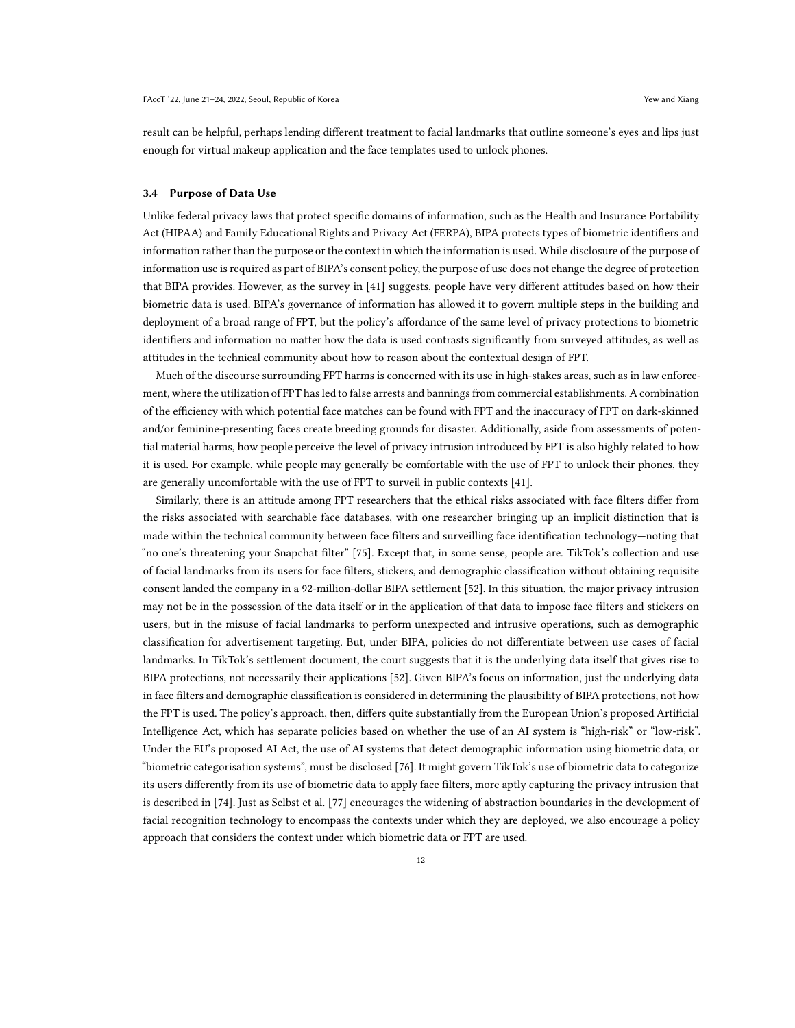result can be helpful, perhaps lending different treatment to facial landmarks that outline someone's eyes and lips just enough for virtual makeup application and the face templates used to unlock phones.

### 3.4 Purpose of Data Use

Unlike federal privacy laws that protect specific domains of information, such as the Health and Insurance Portability Act (HIPAA) and Family Educational Rights and Privacy Act (FERPA), BIPA protects types of biometric identifiers and information rather than the purpose or the context in which the information is used. While disclosure of the purpose of information use is required as part of BIPA's consent policy, the purpose of use does not change the degree of protection that BIPA provides. However, as the survey in [41] suggests, people have very different attitudes based on how their biometric data is used. BIPA's governance of information has allowed it to govern multiple steps in the building and deployment of a broad range of FPT, but the policy's affordance of the same level of privacy protections to biometric identifiers and information no matter how the data is used contrasts significantly from surveyed attitudes, as well as attitudes in the technical community about how to reason about the contextual design of FPT.

Much of the discourse surrounding FPT harms is concerned with its use in high-stakes areas, such as in law enforcement, where the utilization of FPT has led to false arrests and bannings from commercial establishments. A combination of the efficiency with which potential face matches can be found with FPT and the inaccuracy of FPT on dark-skinned and/or feminine-presenting faces create breeding grounds for disaster. Additionally, aside from assessments of potential material harms, how people perceive the level of privacy intrusion introduced by FPT is also highly related to how it is used. For example, while people may generally be comfortable with the use of FPT to unlock their phones, they are generally uncomfortable with the use of FPT to surveil in public contexts [41].

Similarly, there is an attitude among FPT researchers that the ethical risks associated with face filters differ from the risks associated with searchable face databases, with one researcher bringing up an implicit distinction that is made within the technical community between face filters and surveilling face identification technology—noting that "no one's threatening your Snapchat filter" [75]. Except that, in some sense, people are. TikTok's collection and use of facial landmarks from its users for face filters, stickers, and demographic classification without obtaining requisite consent landed the company in a 92-million-dollar BIPA settlement [52]. In this situation, the major privacy intrusion may not be in the possession of the data itself or in the application of that data to impose face filters and stickers on users, but in the misuse of facial landmarks to perform unexpected and intrusive operations, such as demographic classification for advertisement targeting. But, under BIPA, policies do not differentiate between use cases of facial landmarks. In TikTok's settlement document, the court suggests that it is the underlying data itself that gives rise to BIPA protections, not necessarily their applications [52]. Given BIPA's focus on information, just the underlying data in face filters and demographic classification is considered in determining the plausibility of BIPA protections, not how the FPT is used. The policy's approach, then, differs quite substantially from the European Union's proposed Artificial Intelligence Act, which has separate policies based on whether the use of an AI system is "high-risk" or "low-risk". Under the EU's proposed AI Act, the use of AI systems that detect demographic information using biometric data, or "biometric categorisation systems", must be disclosed [76]. It might govern TikTok's use of biometric data to categorize its users differently from its use of biometric data to apply face filters, more aptly capturing the privacy intrusion that is described in [74]. Just as Selbst et al. [77] encourages the widening of abstraction boundaries in the development of facial recognition technology to encompass the contexts under which they are deployed, we also encourage a policy approach that considers the context under which biometric data or FPT are used.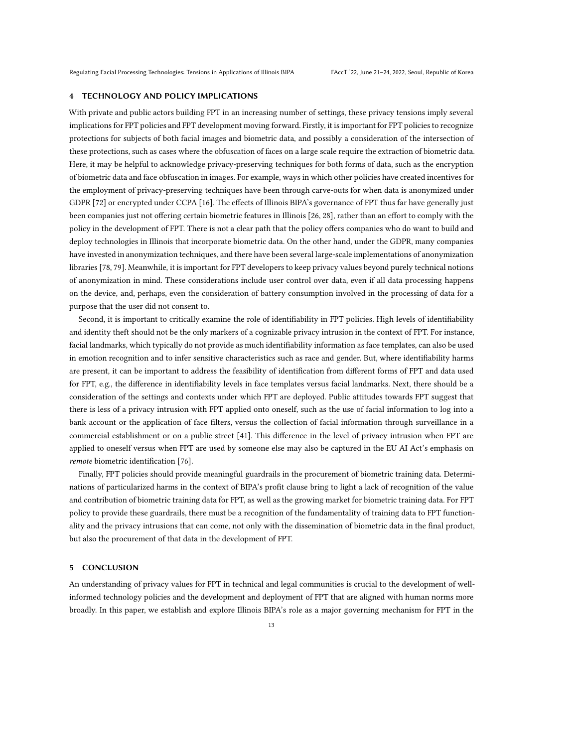## 4 TECHNOLOGY AND POLICY IMPLICATIONS

With private and public actors building FPT in an increasing number of settings, these privacy tensions imply several implications for FPT policies and FPT development moving forward. Firstly, it is important for FPT policies to recognize protections for subjects of both facial images and biometric data, and possibly a consideration of the intersection of these protections, such as cases where the obfuscation of faces on a large scale require the extraction of biometric data. Here, it may be helpful to acknowledge privacy-preserving techniques for both forms of data, such as the encryption of biometric data and face obfuscation in images. For example, ways in which other policies have created incentives for the employment of privacy-preserving techniques have been through carve-outs for when data is anonymized under GDPR [72] or encrypted under CCPA [16]. The effects of Illinois BIPA's governance of FPT thus far have generally just been companies just not offering certain biometric features in Illinois [26, 28], rather than an effort to comply with the policy in the development of FPT. There is not a clear path that the policy offers companies who do want to build and deploy technologies in Illinois that incorporate biometric data. On the other hand, under the GDPR, many companies have invested in anonymization techniques, and there have been several large-scale implementations of anonymization libraries [78, 79]. Meanwhile, it is important for FPT developers to keep privacy values beyond purely technical notions of anonymization in mind. These considerations include user control over data, even if all data processing happens on the device, and, perhaps, even the consideration of battery consumption involved in the processing of data for a purpose that the user did not consent to.

Second, it is important to critically examine the role of identifiability in FPT policies. High levels of identifiability and identity theft should not be the only markers of a cognizable privacy intrusion in the context of FPT. For instance, facial landmarks, which typically do not provide as much identifiability information as face templates, can also be used in emotion recognition and to infer sensitive characteristics such as race and gender. But, where identifiability harms are present, it can be important to address the feasibility of identification from different forms of FPT and data used for FPT, e.g., the difference in identifiability levels in face templates versus facial landmarks. Next, there should be a consideration of the settings and contexts under which FPT are deployed. Public attitudes towards FPT suggest that there is less of a privacy intrusion with FPT applied onto oneself, such as the use of facial information to log into a bank account or the application of face filters, versus the collection of facial information through surveillance in a commercial establishment or on a public street [41]. This difference in the level of privacy intrusion when FPT are applied to oneself versus when FPT are used by someone else may also be captured in the EU AI Act's emphasis on *remote* biometric identification [76].

Finally, FPT policies should provide meaningful guardrails in the procurement of biometric training data. Determinations of particularized harms in the context of BIPA's profit clause bring to light a lack of recognition of the value and contribution of biometric training data for FPT, as well as the growing market for biometric training data. For FPT policy to provide these guardrails, there must be a recognition of the fundamentality of training data to FPT functionality and the privacy intrusions that can come, not only with the dissemination of biometric data in the final product, but also the procurement of that data in the development of FPT.

## 5 CONCLUSION

An understanding of privacy values for FPT in technical and legal communities is crucial to the development of well-informed technology policies and the development and deployment of FPT that are aligned with human norms more broadly. In this paper, we establish and explore Illinois BIPA's role as a major governing mechanism for FPT in the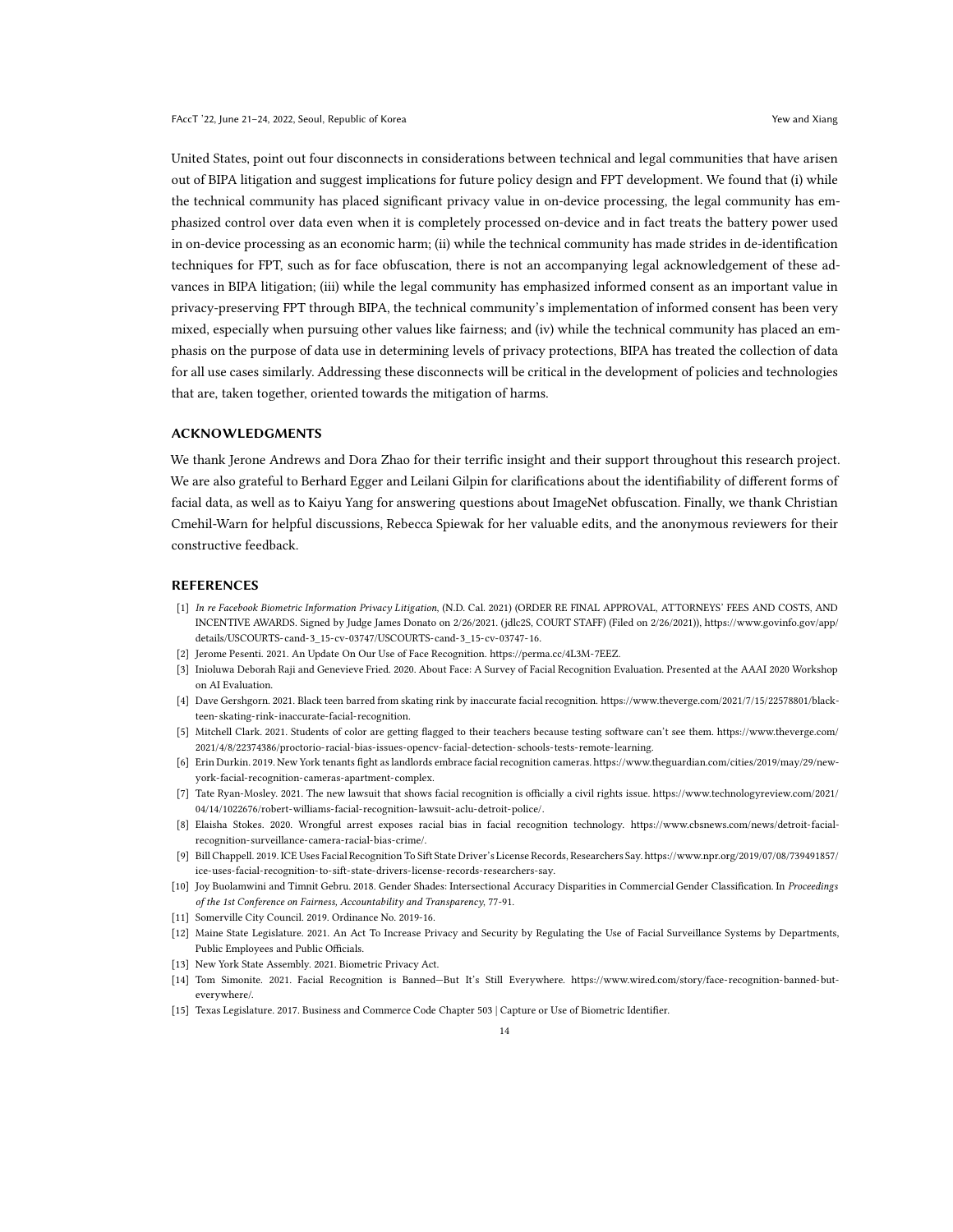United States, point out four disconnects in considerations between technical and legal communities that have arisen out of BIPA litigation and suggest implications for future policy design and FPT development. We found that (i) while the technical community has placed significant privacy value in on-device processing, the legal community has emphasized control over data even when it is completely processed on-device and in fact treats the battery power used in on-device processing as an economic harm; (ii) while the technical community has made strides in de-identification techniques for FPT, such as for face obfuscation, there is not an accompanying legal acknowledgement of these advances in BIPA litigation; (iii) while the legal community has emphasized informed consent as an important value in privacy-preserving FPT through BIPA, the technical community's implementation of informed consent has been very mixed, especially when pursuing other values like fairness; and (iv) while the technical community has placed an emphasis on the purpose of data use in determining levels of privacy protections, BIPA has treated the collection of data for all use cases similarly. Addressing these disconnects will be critical in the development of policies and technologies that are, taken together, oriented towards the mitigation of harms.

## ACKNOWLEDGMENTS

We thank Jerone Andrews and Dora Zhao for their terrific insight and their support throughout this research project. We are also grateful to Berhard Egger and Leilani Gilpin for clarifications about the identifiability of different forms of facial data, as well as to Kaiyu Yang for answering questions about ImageNet obfuscation. Finally, we thank Christian Cmehil-Warn for helpful discussions, Rebecca Spiewak for her valuable edits, and the anonymous reviewers for their constructive feedback.

## REFERENCES

- [1] *In re Facebook Biometric Information Privacy Litigation,* (N.D. Cal. 2021) (ORDER RE FINAL APPROVAL, ATTORNEYS' FEES AND COSTS, AND INCENTIVE AWARDS. Signed by Judge James Donato on 2/26/2021. (jdlc2S, COURT STAFF) (Filed on 2/26/2021)), https://www.govinfo.gov/app/details/USCOURTS-cand-3_15-cv-03747/USCOURTS-cand-3_15-cv-03747-16.
- [2] Jerome Pesenti. 2021. An Update On Our Use of Face Recognition. https://perma.cc/4L3M-7EEZ.
- [3] Inioluwa Deborah Raji and Genevieve Fried. 2020. About Face: A Survey of Facial Recognition Evaluation. Presented at the AAAI 2020 Workshop on AI Evaluation.
- [4] Dave Gershgorn. 2021. Black teen barred from skating rink by inaccurate facial recognition. https://www.theverge.com/2021/7/15/22578801/black-teen-skating-rink-inaccurate-facial-recognition.
- [5] Mitchell Clark. 2021. Students of color are getting flagged to their teachers because testing software can't see them. https://www.theverge.com/2021/4/8/22374386/proctorio-racial-bias-issues-opencv-facial-detection-schools-tests-remote-learning.
- [6] Erin Durkin. 2019. New York tenants fight as landlords embrace facial recognition cameras. https://www.theguardian.com/cities/2019/may/29/new-york-facial-recognition-cameras-apartment-complex.
- [7] Tate Ryan-Mosley. 2021. The new lawsuit that shows facial recognition is officially a civil rights issue. https://www.technologyreview.com/2021/04/14/1022676/robert-williams-facial-recognition-lawsuit-aclu-detroit-police/.
- [8] Elaisha Stokes. 2020. Wrongful arrest exposes racial bias in facial recognition technology. https://www.cbsnews.com/news/detroit-facial-recognition-surveillance-camera-racial-bias-crime/.
- [9] Bill Chappell. 2019. ICE Uses Facial Recognition To Sift State Driver's License Records, Researchers Say. https://www.npr.org/2019/07/08/739491857/ice-uses-facial-recognition-to-sift-state-drivers-license-records-researchers-say.
- [10] Joy Buolamwini and Timnit Gebru. 2018. Gender Shades: Intersectional Accuracy Disparities in Commercial Gender Classification. In *Proceedings of the 1st Conference on Fairness, Accountability and Transparency*, 77-91.
- [11] Somerville City Council. 2019. Ordinance No. 2019-16.
- [12] Maine State Legislature. 2021. An Act To Increase Privacy and Security by Regulating the Use of Facial Surveillance Systems by Departments, Public Employees and Public Officials.
- [13] New York State Assembly. 2021. Biometric Privacy Act.
- [14] Tom Simonite. 2021. Facial Recognition Is Banned—But It's Still Everywhere. https://www.wired.com/story/face-recognition-banned-but-everywhere/.
- [15] Texas Legislature. 2017. Business and Commerce Code Chapter 503 | Capture or Use of Biometric Identifier.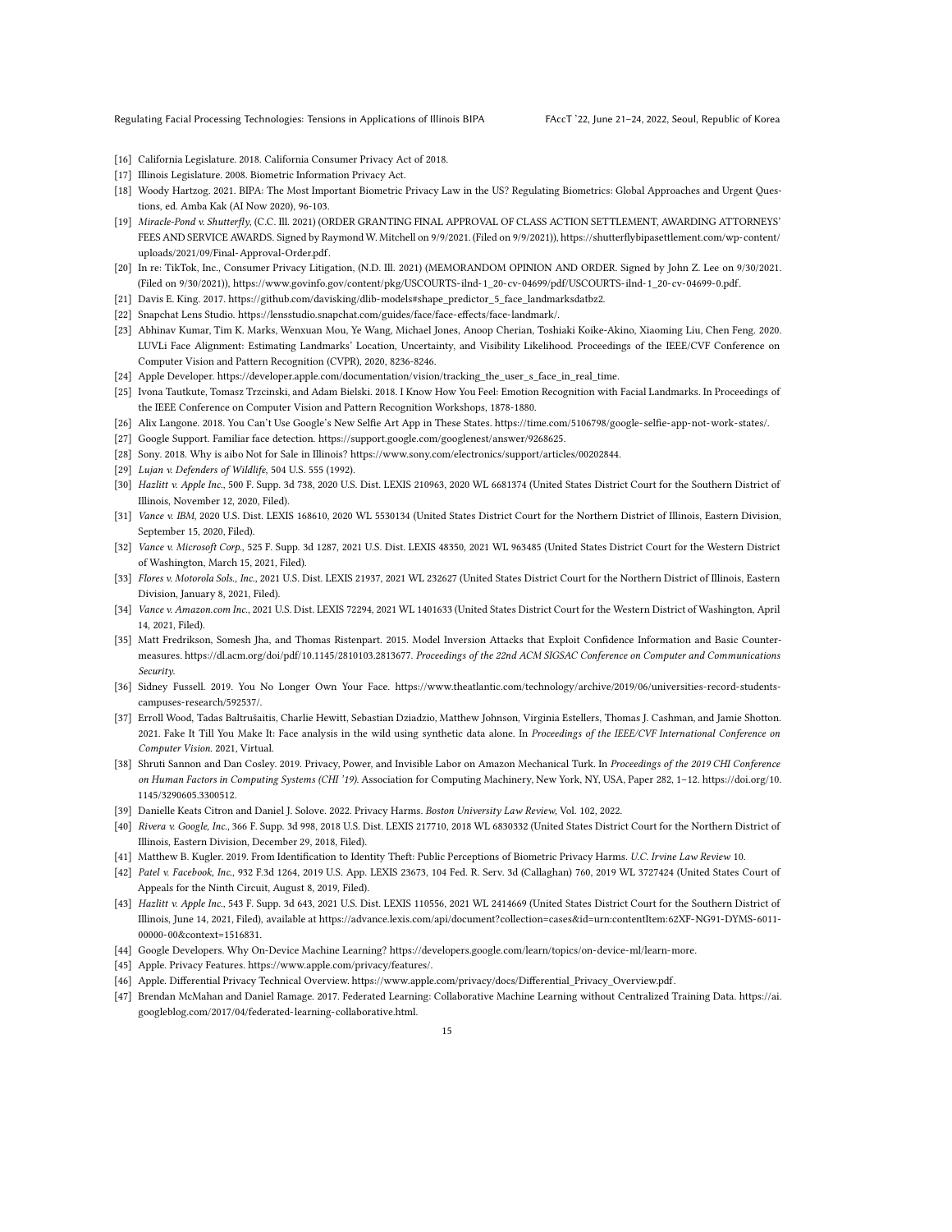[16] California Legislature. 2018. California Consumer Privacy Act of 2018.

[17] Illinois Legislature. 2008. Biometric Information Privacy Act.

[18] Woody Hartzog. 2021. BIPA: The Most Important Biometric Privacy Law in the US? Regulating Biometrics: Global Approaches and Urgent Questions, ed. Amba Kak (AI Now 2020), 96-103.

[19] *Miracle-Pond v. Shutterfly*, (C.C. Ill. 2021) (ORDER GRANTING FINAL APPROVAL OF CLASS ACTION SETTLEMENT, AWARDING ATTORNEYS' FEES AND SERVICE AWARDS. Signed by Raymond W. Mitchell on 9/9/2021. (Filed on 9/9/2021)), https://shutterflybipasettlement.com/wp-content/uploads/2021/09/Final-Approval-Order.pdf.

[20] In re: TikTok, Inc., Consumer Privacy Litigation, (N.D. Ill. 2021) (MEMORANDOM OPINION AND ORDER. Signed by John Z. Lee on 9/30/2021. (Filed on 9/30/2021)), https://www.govinfo.gov/content/pkg/USCOURTS-ilnd-1_20-cv-04699/pdf/USCOURTS-ilnd-1_20-cv-04699-0.pdf.

[21] Davis E. King. 2017. https://github.com/davisking/dlib-models#shape_predictor_5_face_landmarksdatbz2.

[22] Snapchat Lens Studio. https://lensstudio.snapchat.com/guides/face/face-effects/face-landmark/.

[23] Abhinav Kumar, Tim K. Marks, Wenxuan Mou, Ye Wang, Michael Jones, Anoop Cherian, Toshiaki Koike-Akino, Xiaoming Liu, Chen Feng. 2020. LUVLi Face Alignment: Estimating Landmarks' Location, Uncertainty, and Visibility Likelihood. Proceedings of the IEEE/CVF Conference on Computer Vision and Pattern Recognition (CVPR), 2020, 8236-8246.

[24] Apple Developer. https://developer.apple.com/documentation/vision/tracking_the_user_s_face_in_real_time.

[25] Ivona Tautkute, Tomasz Trzcinski, and Adam Bielski. 2018. I Know How You Feel: Emotion Recognition with Facial Landmarks. In Proceedings of the IEEE Conference on Computer Vision and Pattern Recognition Workshops, 1878-1880.

[26] Alix Langone. 2018. You Can't Use Google's New Selfie Art App in These States. https://time.com/5106798/google-selfie-app-not-work-states/.

[27] Google Support. Familiar face detection. https://support.google.com/googlenest/answer/9268625.

[28] Sony. 2018. Why is aibo Not for Sale in Illinois? https://www.sony.com/electronics/support/articles/00202844.

[29] *Lujan v. Defenders of Wildlife*, 504 U.S. 555 (1992).

[30] *Hazlitt v. Apple Inc.*, 500 F. Supp. 3d 738, 2020 U.S. Dist. LEXIS 210963, 2020 WL 6681374 (United States District Court for the Southern District of Illinois, November 12, 2020, Filed).

[31] *Vance v. IBM*, 2020 U.S. Dist. LEXIS 168610, 2020 WL 5530134 (United States District Court for the Northern District of Illinois, Eastern Division, September 15, 2020, Filed).

[32] *Vance v. Microsoft Corp.*, 525 F. Supp. 3d 1287, 2021 U.S. Dist. LEXIS 48350, 2021 WL 963485 (United States District Court for the Western District of Washington, March 15, 2021, Filed).

[33] *Flores v. Motorola Sols., Inc.*, 2021 U.S. Dist. LEXIS 21937, 2021 WL 232627 (United States District Court for the Northern District of Illinois, Eastern Division, January 8, 2021, Filed).

[34] *Vance v. Amazon.com Inc.*, 2021 U.S. Dist. LEXIS 72294, 2021 WL 1401633 (United States District Court for the Western District of Washington, April 14, 2021, Filed).

[35] Matt Fredrikson, Somesh Jha, and Thomas Ristenpart. 2015. Model Inversion Attacks that Exploit Confidence Information and Basic Countermeasures. https://dl.acm.org/doi/pdf/10.1145/2810103.2813677. *Proceedings of the 22nd ACM SIGSAC Conference on Computer and Communications Security.*

[36] Sidney Fussell. 2019. You No Longer Own Your Face. https://www.theatlantic.com/technology/archive/2019/06/universities-record-students-campuses-research/592537/.

[37] Erroll Wood, Tadas Baltrušaitis, Charlie Hewitt, Sebastian Dziadzio, Matthew Johnson, Virginia Estellers, Thomas J. Cashman, and Jamie Shotton. 2021. Fake It Till You Make It: Face analysis in the wild using synthetic data alone. In *Proceedings of the IEEE/CVF International Conference on Computer Vision.* 2021, Virtual.

[38] Shruti Sannon and Dan Cosley. 2019. Privacy, Power, and Invisible Labor on Amazon Mechanical Turk. In *Proceedings of the 2019 CHI Conference on Human Factors in Computing Systems (CHI '19).* Association for Computing Machinery, New York, NY, USA, Paper 282, 1–12. https://doi.org/10.1145/3290605.3300512.

[39] Danielle Keats Citron and Daniel J. Solove. 2022. Privacy Harms. *Boston University Law Review*, Vol. 102, 2022.

[40] *Rivera v. Google, Inc.*, 366 F. Supp. 3d 998, 2018 U.S. Dist. LEXIS 217710, 2018 WL 6830332 (United States District Court for the Northern District of Illinois, Eastern Division, December 29, 2018, Filed).

[41] Matthew B. Kugler. 2019. From Identification to Identity Theft: Public Perceptions of Biometric Privacy Harms. *U.C. Irvine Law Review* 10.

[42] *Patel v. Facebook, Inc.*, 932 F.3d 1264, 2019 U.S. App. LEXIS 23673, 104 Fed. R. Serv. 3d (Callaghan) 760, 2019 WL 3727424 (United States Court of Appeals for the Ninth Circuit, August 8, 2019, Filed).

[43] *Hazlitt v. Apple Inc.*, 543 F. Supp. 3d 643, 2021 U.S. Dist. LEXIS 110556, 2021 WL 2414669 (United States District Court for the Southern District of Illinois, June 14, 2021, Filed), available at https://advance.lexis.com/api/document?collection=cases&id=urn:contentItem:62XF-NG91-DYMS-6011-00000-00&context=1516831.

[44] Google Developers. Why On-Device Machine Learning? https://developers.google.com/learn/topics/on-device-ml/learn-more.

[45] Apple. Privacy Features. https://www.apple.com/privacy/features/.

[46] Apple. Differential Privacy Technical Overview. https://www.apple.com/privacy/docs/Differential_Privacy_Overview.pdf.

[47] Brendan McMahan and Daniel Ramage. 2017. Federated Learning: Collaborative Machine Learning without Centralized Training Data. https://ai.googleblog.com/2017/04/federated-learning-collaborative.html.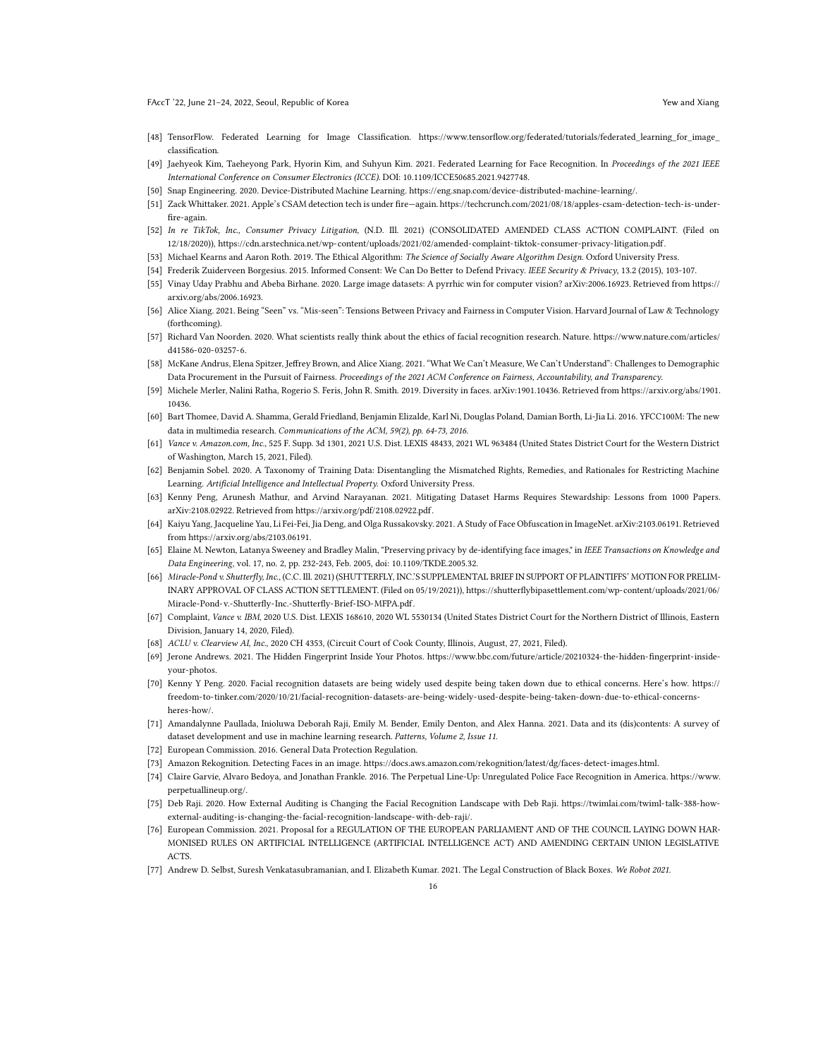[48] TensorFlow. Federated Learning for Image Classification. https://www.tensorflow.org/federated/tutorials/federated_learning_for_image_classification.

[49] Jaehyeok Kim, Taeheyong Park, Hyorin Kim, and Suhyun Kim. 2021. Federated Learning for Face Recognition. In *Proceedings of the 2021 IEEE International Conference on Consumer Electronics (ICCE)*. DOI: 10.1109/ICCE50685.2021.9427748.

[50] Snap Engineering. 2020. Device-Distributed Machine Learning. https://eng.snap.com/device-distributed-machine-learning/.

[51] Zack Whittaker. 2021. Apple's CSAM detection tech is under fire—again. https://techcrunch.com/2021/08/18/apples-csam-detection-tech-is-under-fire-again.

[52] *In re TikTok, Inc., Consumer Privacy Litigation*, (N.D. Ill. 2021) (CONSOLIDATED AMENDED CLASS ACTION COMPLAINT. (Filed on 12/18/2020)), https://cdn.arstechnica.net/wp-content/uploads/2021/02/amended-complaint-tiktok-consumer-privacy-litigation.pdf.

[53] Michael Kearns and Aaron Roth. 2019. The Ethical Algorithm: *The Science of Socially Aware Algorithm Design*. Oxford University Press.

[54] Frederik Zuiderveen Borgesius. 2015. Informed Consent: We Can Do Better to Defend Privacy. *IEEE Security & Privacy*, 13.2 (2015), 103-107.

[55] Vinay Uday Prabhu and Abeba Birhane. 2020. Large image datasets: A pyrrhic win for computer vision? arXiv:2006.16923. Retrieved from https://arxiv.org/abs/2006.16923.

[56] Alice Xiang. 2021. Being "Seen" vs. "Mis-seen": Tensions Between Privacy and Fairness in Computer Vision. Harvard Journal of Law & Technology (forthcoming).

[57] Richard Van Noorden. 2020. What scientists really think about the ethics of facial recognition research. Nature. https://www.nature.com/articles/d41586-020-03257-6.

[58] McKane Andrus, Elena Spitzer, Jeffrey Brown, and Alice Xiang. 2021. "What We Can't Measure, We Can't Understand": Challenges to Demographic Data Procurement in the Pursuit of Fairness. *Proceedings of the 2021 ACM Conference on Fairness, Accountability, and Transparency*.

[59] Michele Merler, Nalini Ratha, Rogerio S. Feris, John R. Smith. 2019. Diversity in faces. arXiv:1901.10436. Retrieved from https://arxiv.org/abs/1901.10436.

[60] Bart Thomee, David A. Shamma, Gerald Friedland, Benjamin Elizalde, Karl Ni, Douglas Poland, Damian Borth, Li-Jia Li. 2016. YFCC100M: The new data in multimedia research. *Communications of the ACM, 59(2), pp. 64-73, 2016.*

[61] *Vance v. Amazon.com, Inc.*, 525 F. Supp. 3d 1301, 2021 U.S. Dist. LEXIS 48433, 2021 WL 963484 (United States District Court for the Western District of Washington, March 15, 2021, Filed).

[62] Benjamin Sobel. 2020. A Taxonomy of Training Data: Disentangling the Mismatched Rights, Remedies, and Rationales for Restricting Machine Learning. *Artificial Intelligence and Intellectual Property*. Oxford University Press.

[63] Kenny Peng, Arunesh Mathur, and Arvind Narayanan. 2021. Mitigating Dataset Harms Requires Stewardship: Lessons from 1000 Papers. arXiv:2108.02922. Retrieved from https://arxiv.org/pdf/2108.02922.pdf.

[64] Kaiyu Yang, Jacqueline Yau, Li Fei-Fei, Jia Deng, and Olga Russakovsky. 2021. A Study of Face Obfuscation in ImageNet. arXiv:2103.06191. Retrieved from https://arxiv.org/abs/2103.06191.

[65] Elaine M. Newton, Latanya Sweeney and Bradley Malin, "Preserving privacy by de-identifying face images," in *IEEE Transactions on Knowledge and Data Engineering*, vol. 17, no. 2, pp. 232-243, Feb. 2005, doi: 10.1109/TKDE.2005.32.

[66] *Miracle-Pond v. Shutterfly, Inc.*, (C.C. Ill. 2021) (SHUTTERFLY, INC.'S SUPPLEMENTAL BRIEF IN SUPPORT OF PLAINTIFFS' MOTION FOR PRELIMINARY APPROVAL OF CLASS ACTION SETTLEMENT. (Filed on 05/19/2021)), https://shutterflybipasettlement.com/wp-content/uploads/2021/06/Miracle-Pond-v.-Shutterfly-Inc.-Shutterfly-Brief-ISO-MFPA.pdf.

[67] Complaint, *Vance v. IBM*, 2020 U.S. Dist. LEXIS 168610, 2020 WL 5530134 (United States District Court for the Northern District of Illinois, Eastern Division, January 14, 2020, Filed).

[68] *ACLU v. Clearview AI, Inc.*, 2020 CH 4353, (Circuit Court of Cook County, Illinois, August, 27, 2021, Filed).

[69] Jerone Andrews. 2021. The Hidden Fingerprint Inside Your Photos. https://www.bbc.com/future/article/20210324-the-hidden-fingerprint-inside-your-photos.

[70] Kenny Y Peng. 2020. Facial recognition datasets are being widely used despite being taken down due to ethical concerns. Here's how. https://freedom-to-tinker.com/2020/10/21/facial-recognition-datasets-are-being-widely-used-despite-being-taken-down-due-to-ethical-concerns-heres-how/.

[71] Amandalynne Paullada, Inioluwa Deborah Raji, Emily M. Bender, Emily Denton, and Alex Hanna. 2021. Data and its (dis)contents: A survey of dataset development and use in machine learning research. *Patterns, Volume 2, Issue 11.*

[72] European Commission. 2016. General Data Protection Regulation.

[73] Amazon Rekognition. Detecting Faces in an image. https://docs.aws.amazon.com/rekognition/latest/dg/faces-detect-images.html.

[74] Claire Garvie, Alvaro Bedoya, and Jonathan Frankle. 2016. The Perpetual Line-Up: Unregulated Police Face Recognition in America. https://www.perpetuallineup.org/.

[75] Deb Raji. 2020. How External Auditing is Changing the Facial Recognition Landscape with Deb Raji. https://twimlai.com/twiml-talk-388-how-external-auditing-is-changing-the-facial-recognition-landscape-with-deb-raji/.

[76] European Commission. 2021. Proposal for a REGULATION OF THE EUROPEAN PARLIAMENT AND OF THE COUNCIL LAYING DOWN HARMONISED RULES ON ARTIFICIAL INTELLIGENCE (ARTIFICIAL INTELLIGENCE ACT) AND AMENDING CERTAIN UNION LEGISLATIVE ACTS.

[77] Andrew D. Selbst, Suresh Venkatasubramanian, and I. Elizabeth Kumar. 2021. The Legal Construction of Black Boxes. *We Robot 2021.*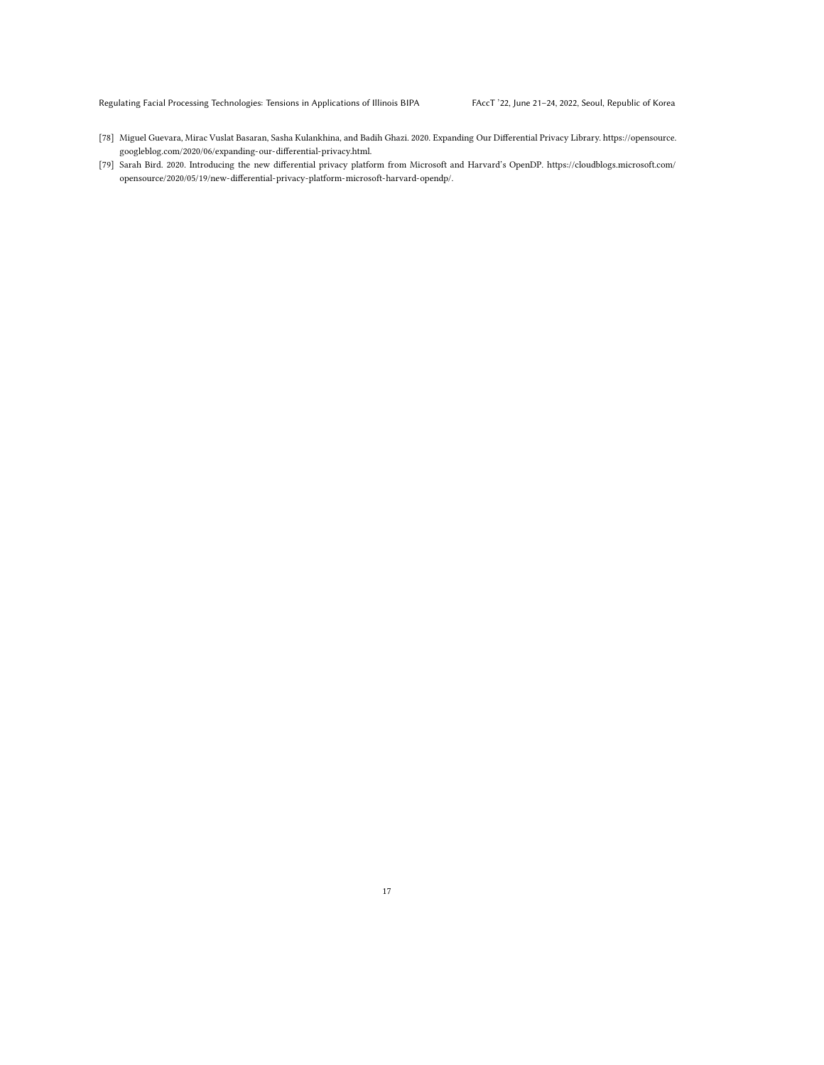[78] Miguel Guevara, Mirac Vuslat Basaran, Sasha Kulankhina, and Badih Ghazi. 2020. Expanding Our Differential Privacy Library. https://opensource.googleblog.com/2020/06/expanding-our-differential-privacy.html.

[79] Sarah Bird. 2020. Introducing the new differential privacy platform from Microsoft and Harvard's OpenDP. https://cloudblogs.microsoft.com/opensource/2020/05/19/new-differential-privacy-platform-microsoft-harvard-opendp/.